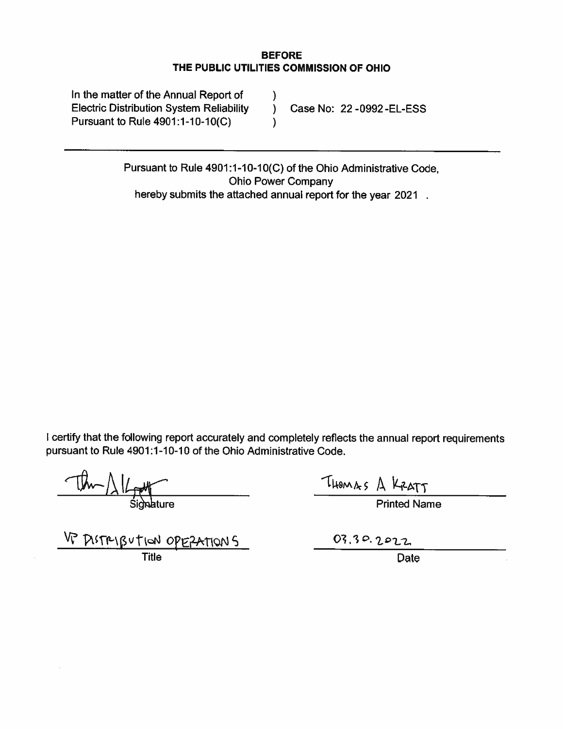**BEFORE**
**THE PUBLIC UTILITIES COMMISSION OF OHIO**

| | | |
|---|---|---|
| In the matter of the Annual Report of | ) | |
| Electric Distribution System Reliability | ) | Case No: 22 -0992-EL-ESS |
| Pursuant to Rule 4901:1-10-10(C) | ) | |

---

Pursuant to Rule 4901:1-10-10(C) of the Ohio Administrative Code,
Ohio Power Company
hereby submits the attached annual report for the year 2021 .

I certify that the following report accurately and completely reflects the annual report requirements pursuant to Rule 4901:1-10-10 of the Ohio Administrative Code.

| | |
|---|---|
| [signature] | THOMAS A KRATT |
| Signature | Printed Name |
| VP DISTRIBUTION OPERATIONS | 03.30.2022 |
| Title | Date |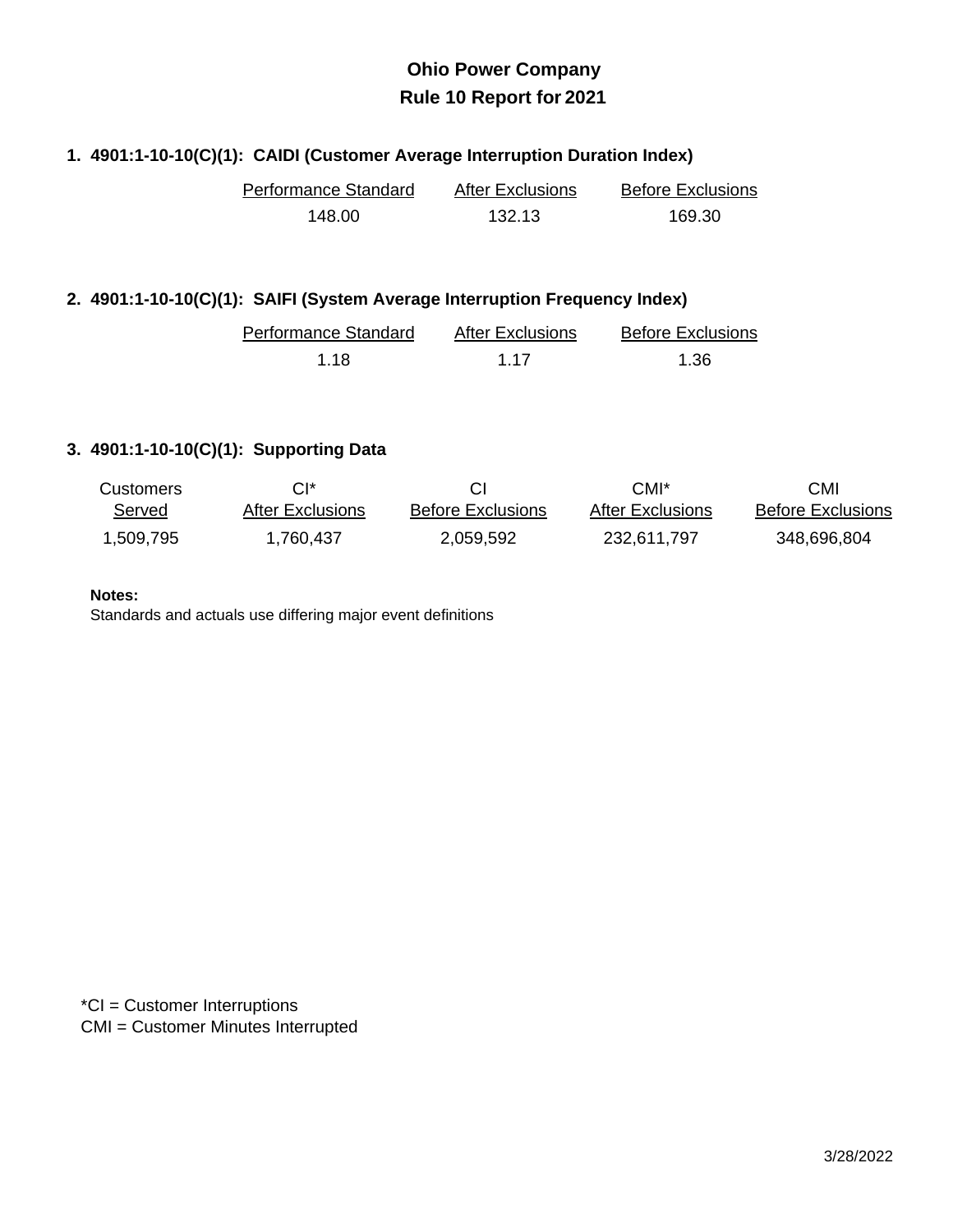# Ohio Power Company
## Rule 10 Report for 2021

**1. 4901:1-10-10(C)(1): CAIDI (Customer Average Interruption Duration Index)**

| Performance Standard | After Exclusions | Before Exclusions |
|---|---|---|
| 148.00 | 132.13 | 169.30 |

**2. 4901:1-10-10(C)(1): SAIFI (System Average Interruption Frequency Index)**

| Performance Standard | After Exclusions | Before Exclusions |
|---|---|---|
| 1.18 | 1.17 | 1.36 |

**3. 4901:1-10-10(C)(1): Supporting Data**

| Customers Served | CI* After Exclusions | CI Before Exclusions | CMI* After Exclusions | CMI Before Exclusions |
|---|---|---|---|---|
| 1,509,795 | 1,760,437 | 2,059,592 | 232,611,797 | 348,696,804 |

**Notes:**
Standards and actuals use differing major event definitions

*CI = Customer Interruptions
CMI = Customer Minutes Interrupted

3/28/2022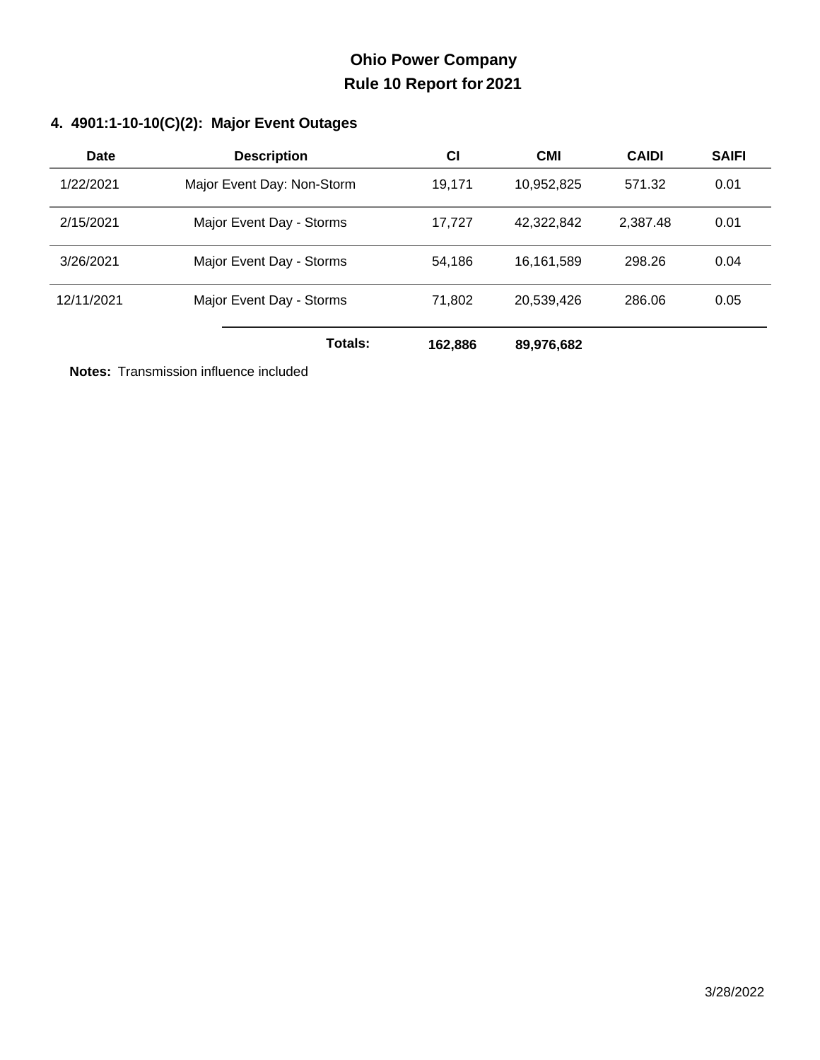# Ohio Power Company
## Rule 10 Report for 2021

### 4. 4901:1-10-10(C)(2): Major Event Outages

| Date | Description | CI | CMI | CAIDI | SAIFI |
|---|---|---|---|---|---|
| 1/22/2021 | Major Event Day: Non-Storm | 19,171 | 10,952,825 | 571.32 | 0.01 |
| 2/15/2021 | Major Event Day - Storms | 17,727 | 42,322,842 | 2,387.48 | 0.01 |
| 3/26/2021 | Major Event Day - Storms | 54,186 | 16,161,589 | 298.26 | 0.04 |
| 12/11/2021 | Major Event Day - Storms | 71,802 | 20,539,426 | 286.06 | 0.05 |
| | **Totals:** | **162,886** | **89,976,682** | | |

**Notes:** Transmission influence included

3/28/2022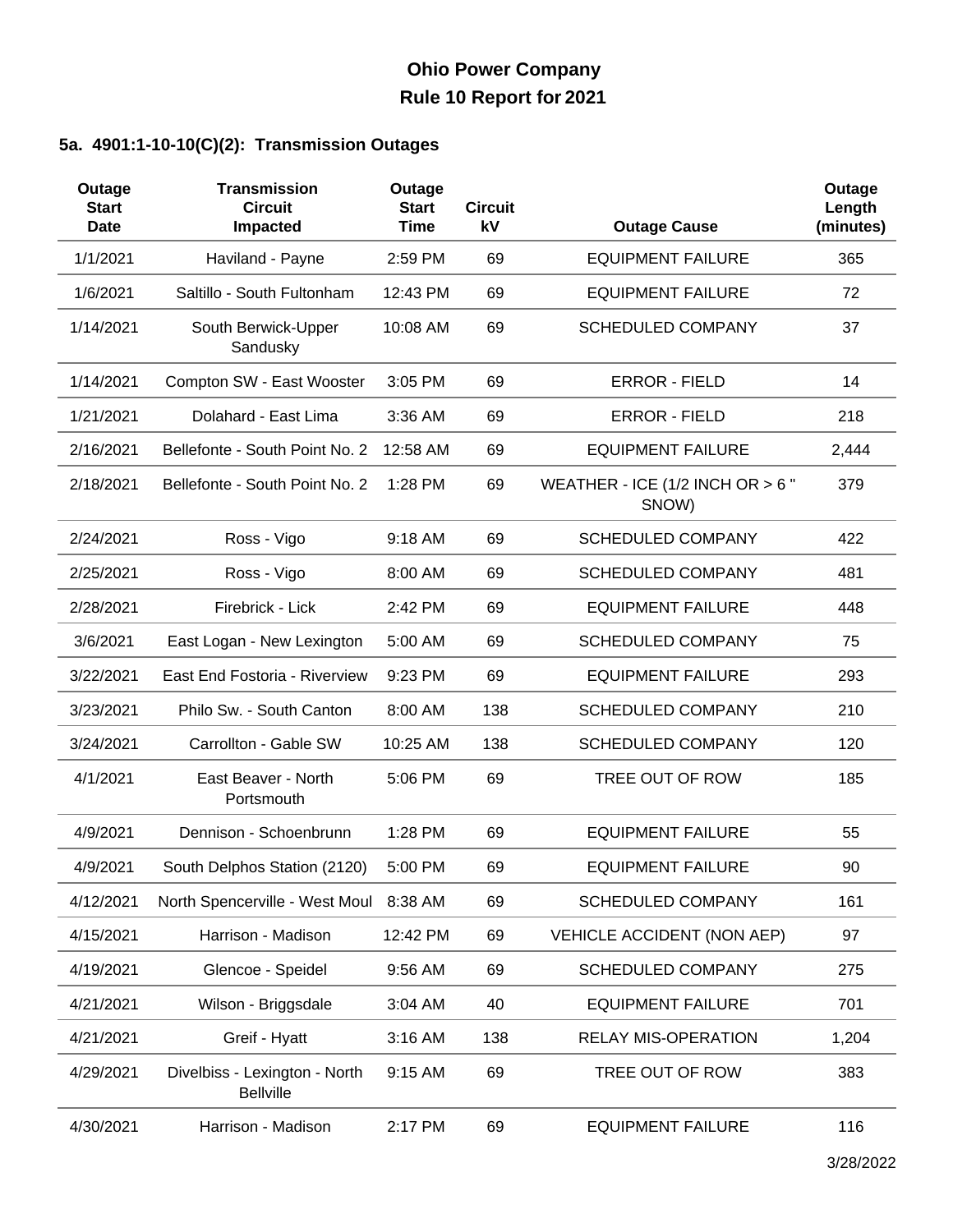# Ohio Power Company
## Rule 10 Report for 2021

### 5a. 4901:1-10-10(C)(2): Transmission Outages

| Outage Start Date | Transmission Circuit Impacted | Outage Start Time | Circuit kV | Outage Cause | Outage Length (minutes) |
|---|---|---|---|---|---|
| 1/1/2021 | Haviland - Payne | 2:59 PM | 69 | EQUIPMENT FAILURE | 365 |
| 1/6/2021 | Saltillo - South Fultonham | 12:43 PM | 69 | EQUIPMENT FAILURE | 72 |
| 1/14/2021 | South Berwick-Upper Sandusky | 10:08 AM | 69 | SCHEDULED COMPANY | 37 |
| 1/14/2021 | Compton SW - East Wooster | 3:05 PM | 69 | ERROR - FIELD | 14 |
| 1/21/2021 | Dolahard - East Lima | 3:36 AM | 69 | ERROR - FIELD | 218 |
| 2/16/2021 | Bellefonte - South Point No. 2 | 12:58 AM | 69 | EQUIPMENT FAILURE | 2,444 |
| 2/18/2021 | Bellefonte - South Point No. 2 | 1:28 PM | 69 | WEATHER - ICE (1/2 INCH OR > 6 " SNOW) | 379 |
| 2/24/2021 | Ross - Vigo | 9:18 AM | 69 | SCHEDULED COMPANY | 422 |
| 2/25/2021 | Ross - Vigo | 8:00 AM | 69 | SCHEDULED COMPANY | 481 |
| 2/28/2021 | Firebrick - Lick | 2:42 PM | 69 | EQUIPMENT FAILURE | 448 |
| 3/6/2021 | East Logan - New Lexington | 5:00 AM | 69 | SCHEDULED COMPANY | 75 |
| 3/22/2021 | East End Fostoria - Riverview | 9:23 PM | 69 | EQUIPMENT FAILURE | 293 |
| 3/23/2021 | Philo Sw. - South Canton | 8:00 AM | 138 | SCHEDULED COMPANY | 210 |
| 3/24/2021 | Carrollton - Gable SW | 10:25 AM | 138 | SCHEDULED COMPANY | 120 |
| 4/1/2021 | East Beaver - North Portsmouth | 5:06 PM | 69 | TREE OUT OF ROW | 185 |
| 4/9/2021 | Dennison - Schoenbrunn | 1:28 PM | 69 | EQUIPMENT FAILURE | 55 |
| 4/9/2021 | South Delphos Station (2120) | 5:00 PM | 69 | EQUIPMENT FAILURE | 90 |
| 4/12/2021 | North Spencerville - West Moul | 8:38 AM | 69 | SCHEDULED COMPANY | 161 |
| 4/15/2021 | Harrison - Madison | 12:42 PM | 69 | VEHICLE ACCIDENT (NON AEP) | 97 |
| 4/19/2021 | Glencoe - Speidel | 9:56 AM | 69 | SCHEDULED COMPANY | 275 |
| 4/21/2021 | Wilson - Briggsdale | 3:04 AM | 40 | EQUIPMENT FAILURE | 701 |
| 4/21/2021 | Greif - Hyatt | 3:16 AM | 138 | RELAY MIS-OPERATION | 1,204 |
| 4/29/2021 | Divelbiss - Lexington - North Bellville | 9:15 AM | 69 | TREE OUT OF ROW | 383 |
| 4/30/2021 | Harrison - Madison | 2:17 PM | 69 | EQUIPMENT FAILURE | 116 |

3/28/2022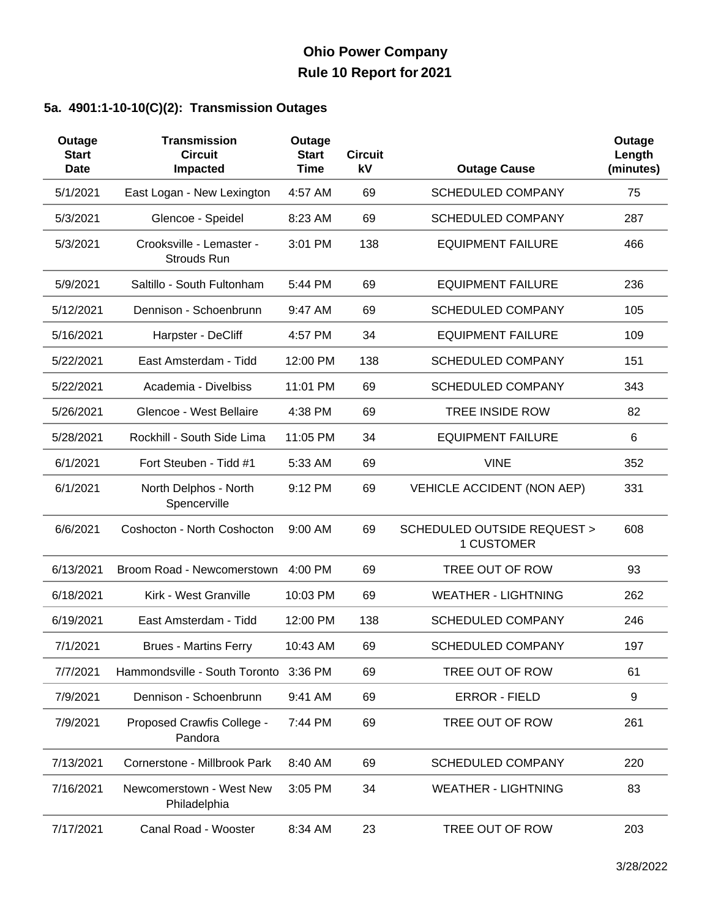# Ohio Power Company
# Rule 10 Report for 2021

### 5a. 4901:1-10-10(C)(2): Transmission Outages

| Outage Start Date | Transmission Circuit Impacted | Outage Start Time | Circuit kV | Outage Cause | Outage Length (minutes) |
|---|---|---|---|---|---|
| 5/1/2021 | East Logan - New Lexington | 4:57 AM | 69 | SCHEDULED COMPANY | 75 |
| 5/3/2021 | Glencoe - Speidel | 8:23 AM | 69 | SCHEDULED COMPANY | 287 |
| 5/3/2021 | Crooksville - Lemaster - Strouds Run | 3:01 PM | 138 | EQUIPMENT FAILURE | 466 |
| 5/9/2021 | Saltillo - South Fultonham | 5:44 PM | 69 | EQUIPMENT FAILURE | 236 |
| 5/12/2021 | Dennison - Schoenbrunn | 9:47 AM | 69 | SCHEDULED COMPANY | 105 |
| 5/16/2021 | Harpster - DeCliff | 4:57 PM | 34 | EQUIPMENT FAILURE | 109 |
| 5/22/2021 | East Amsterdam - Tidd | 12:00 PM | 138 | SCHEDULED COMPANY | 151 |
| 5/22/2021 | Academia - Divelbiss | 11:01 PM | 69 | SCHEDULED COMPANY | 343 |
| 5/26/2021 | Glencoe - West Bellaire | 4:38 PM | 69 | TREE INSIDE ROW | 82 |
| 5/28/2021 | Rockhill - South Side Lima | 11:05 PM | 34 | EQUIPMENT FAILURE | 6 |
| 6/1/2021 | Fort Steuben - Tidd #1 | 5:33 AM | 69 | VINE | 352 |
| 6/1/2021 | North Delphos - North Spencerville | 9:12 PM | 69 | VEHICLE ACCIDENT (NON AEP) | 331 |
| 6/6/2021 | Coshocton - North Coshocton | 9:00 AM | 69 | SCHEDULED OUTSIDE REQUEST > 1 CUSTOMER | 608 |
| 6/13/2021 | Broom Road - Newcomerstown | 4:00 PM | 69 | TREE OUT OF ROW | 93 |
| 6/18/2021 | Kirk - West Granville | 10:03 PM | 69 | WEATHER - LIGHTNING | 262 |
| 6/19/2021 | East Amsterdam - Tidd | 12:00 PM | 138 | SCHEDULED COMPANY | 246 |
| 7/1/2021 | Brues - Martins Ferry | 10:43 AM | 69 | SCHEDULED COMPANY | 197 |
| 7/7/2021 | Hammondsville - South Toronto | 3:36 PM | 69 | TREE OUT OF ROW | 61 |
| 7/9/2021 | Dennison - Schoenbrunn | 9:41 AM | 69 | ERROR - FIELD | 9 |
| 7/9/2021 | Proposed Crawfis College - Pandora | 7:44 PM | 69 | TREE OUT OF ROW | 261 |
| 7/13/2021 | Cornerstone - Millbrook Park | 8:40 AM | 69 | SCHEDULED COMPANY | 220 |
| 7/16/2021 | Newcomerstown - West New Philadelphia | 3:05 PM | 34 | WEATHER - LIGHTNING | 83 |
| 7/17/2021 | Canal Road - Wooster | 8:34 AM | 23 | TREE OUT OF ROW | 203 |

3/28/2022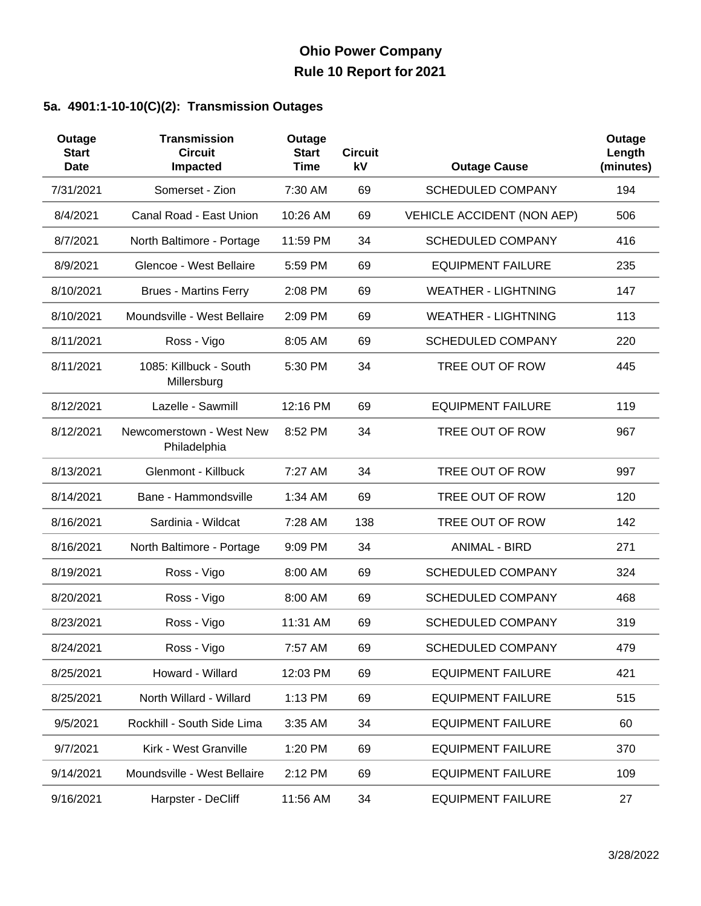# Ohio Power Company
## Rule 10 Report for 2021

### 5a. 4901:1-10-10(C)(2): Transmission Outages

| Outage Start Date | Transmission Circuit Impacted | Outage Start Time | Circuit kV | Outage Cause | Outage Length (minutes) |
|---|---|---|---|---|---|
| 7/31/2021 | Somerset - Zion | 7:30 AM | 69 | SCHEDULED COMPANY | 194 |
| 8/4/2021 | Canal Road - East Union | 10:26 AM | 69 | VEHICLE ACCIDENT (NON AEP) | 506 |
| 8/7/2021 | North Baltimore - Portage | 11:59 PM | 34 | SCHEDULED COMPANY | 416 |
| 8/9/2021 | Glencoe - West Bellaire | 5:59 PM | 69 | EQUIPMENT FAILURE | 235 |
| 8/10/2021 | Brues - Martins Ferry | 2:08 PM | 69 | WEATHER - LIGHTNING | 147 |
| 8/10/2021 | Moundsville - West Bellaire | 2:09 PM | 69 | WEATHER - LIGHTNING | 113 |
| 8/11/2021 | Ross - Vigo | 8:05 AM | 69 | SCHEDULED COMPANY | 220 |
| 8/11/2021 | 1085: Killbuck - South Millersburg | 5:30 PM | 34 | TREE OUT OF ROW | 445 |
| 8/12/2021 | Lazelle - Sawmill | 12:16 PM | 69 | EQUIPMENT FAILURE | 119 |
| 8/12/2021 | Newcomerstown - West New Philadelphia | 8:52 PM | 34 | TREE OUT OF ROW | 967 |
| 8/13/2021 | Glenmont - Killbuck | 7:27 AM | 34 | TREE OUT OF ROW | 997 |
| 8/14/2021 | Bane - Hammondsville | 1:34 AM | 69 | TREE OUT OF ROW | 120 |
| 8/16/2021 | Sardinia - Wildcat | 7:28 AM | 138 | TREE OUT OF ROW | 142 |
| 8/16/2021 | North Baltimore - Portage | 9:09 PM | 34 | ANIMAL - BIRD | 271 |
| 8/19/2021 | Ross - Vigo | 8:00 AM | 69 | SCHEDULED COMPANY | 324 |
| 8/20/2021 | Ross - Vigo | 8:00 AM | 69 | SCHEDULED COMPANY | 468 |
| 8/23/2021 | Ross - Vigo | 11:31 AM | 69 | SCHEDULED COMPANY | 319 |
| 8/24/2021 | Ross - Vigo | 7:57 AM | 69 | SCHEDULED COMPANY | 479 |
| 8/25/2021 | Howard - Willard | 12:03 PM | 69 | EQUIPMENT FAILURE | 421 |
| 8/25/2021 | North Willard - Willard | 1:13 PM | 69 | EQUIPMENT FAILURE | 515 |
| 9/5/2021 | Rockhill - South Side Lima | 3:35 AM | 34 | EQUIPMENT FAILURE | 60 |
| 9/7/2021 | Kirk - West Granville | 1:20 PM | 69 | EQUIPMENT FAILURE | 370 |
| 9/14/2021 | Moundsville - West Bellaire | 2:12 PM | 69 | EQUIPMENT FAILURE | 109 |
| 9/16/2021 | Harpster - DeCliff | 11:56 AM | 34 | EQUIPMENT FAILURE | 27 |

3/28/2022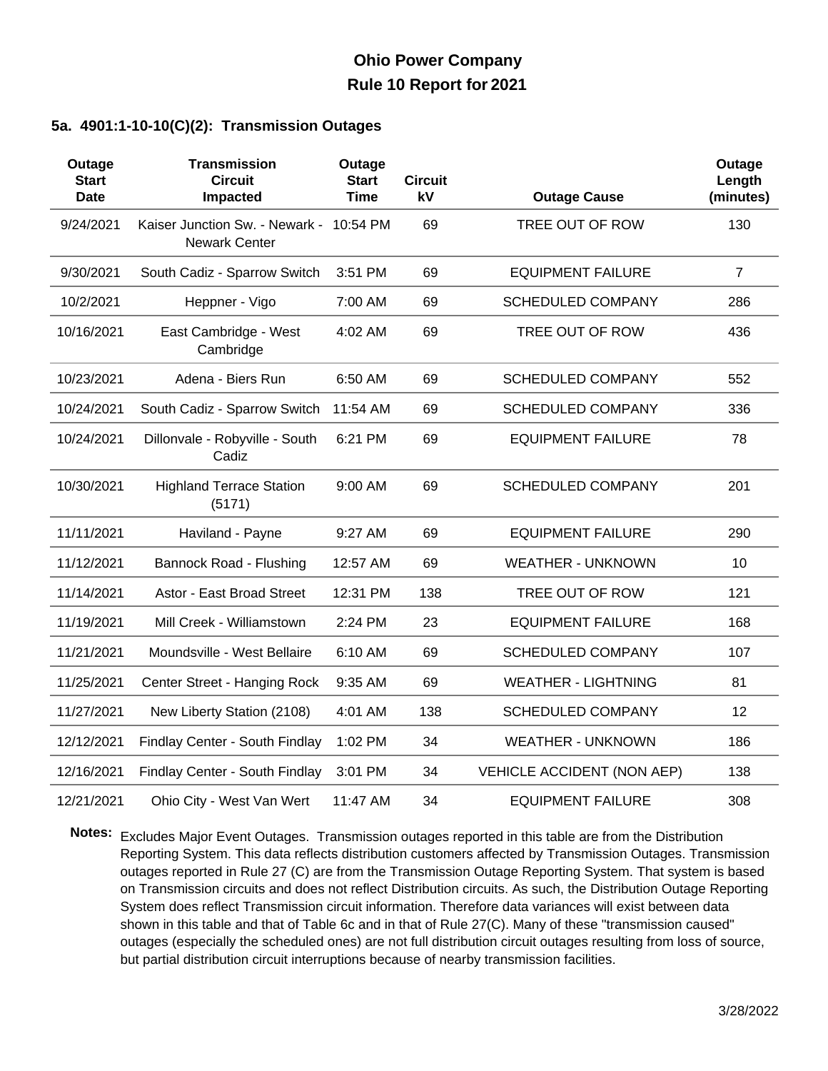# Ohio Power Company
## Rule 10 Report for 2021

### 5a. 4901:1-10-10(C)(2): Transmission Outages

| Outage Start Date | Transmission Circuit Impacted | Outage Start Time | Circuit kV | Outage Cause | Outage Length (minutes) |
|---|---|---|---|---|---|
| 9/24/2021 | Kaiser Junction Sw. - Newark - Newark Center | 10:54 PM | 69 | TREE OUT OF ROW | 130 |
| 9/30/2021 | South Cadiz - Sparrow Switch | 3:51 PM | 69 | EQUIPMENT FAILURE | 7 |
| 10/2/2021 | Heppner - Vigo | 7:00 AM | 69 | SCHEDULED COMPANY | 286 |
| 10/16/2021 | East Cambridge - West Cambridge | 4:02 AM | 69 | TREE OUT OF ROW | 436 |
| 10/23/2021 | Adena - Biers Run | 6:50 AM | 69 | SCHEDULED COMPANY | 552 |
| 10/24/2021 | South Cadiz - Sparrow Switch | 11:54 AM | 69 | SCHEDULED COMPANY | 336 |
| 10/24/2021 | Dillonvale - Robyville - South Cadiz | 6:21 PM | 69 | EQUIPMENT FAILURE | 78 |
| 10/30/2021 | Highland Terrace Station (5171) | 9:00 AM | 69 | SCHEDULED COMPANY | 201 |
| 11/11/2021 | Haviland - Payne | 9:27 AM | 69 | EQUIPMENT FAILURE | 290 |
| 11/12/2021 | Bannock Road - Flushing | 12:57 AM | 69 | WEATHER - UNKNOWN | 10 |
| 11/14/2021 | Astor - East Broad Street | 12:31 PM | 138 | TREE OUT OF ROW | 121 |
| 11/19/2021 | Mill Creek - Williamstown | 2:24 PM | 23 | EQUIPMENT FAILURE | 168 |
| 11/21/2021 | Moundsville - West Bellaire | 6:10 AM | 69 | SCHEDULED COMPANY | 107 |
| 11/25/2021 | Center Street - Hanging Rock | 9:35 AM | 69 | WEATHER - LIGHTNING | 81 |
| 11/27/2021 | New Liberty Station (2108) | 4:01 AM | 138 | SCHEDULED COMPANY | 12 |
| 12/12/2021 | Findlay Center - South Findlay | 1:02 PM | 34 | WEATHER - UNKNOWN | 186 |
| 12/16/2021 | Findlay Center - South Findlay | 3:01 PM | 34 | VEHICLE ACCIDENT (NON AEP) | 138 |
| 12/21/2021 | Ohio City - West Van Wert | 11:47 AM | 34 | EQUIPMENT FAILURE | 308 |

**Notes:** Excludes Major Event Outages. Transmission outages reported in this table are from the Distribution Reporting System. This data reflects distribution customers affected by Transmission Outages. Transmission outages reported in Rule 27 (C) are from the Transmission Outage Reporting System. That system is based on Transmission circuits and does not reflect Distribution circuits. As such, the Distribution Outage Reporting System does reflect Transmission circuit information. Therefore data variances will exist between data shown in this table and that of Table 6c and in that of Rule 27(C). Many of these "transmission caused" outages (especially the scheduled ones) are not full distribution circuit outages resulting from loss of source, but partial distribution circuit interruptions because of nearby transmission facilities.

3/28/2022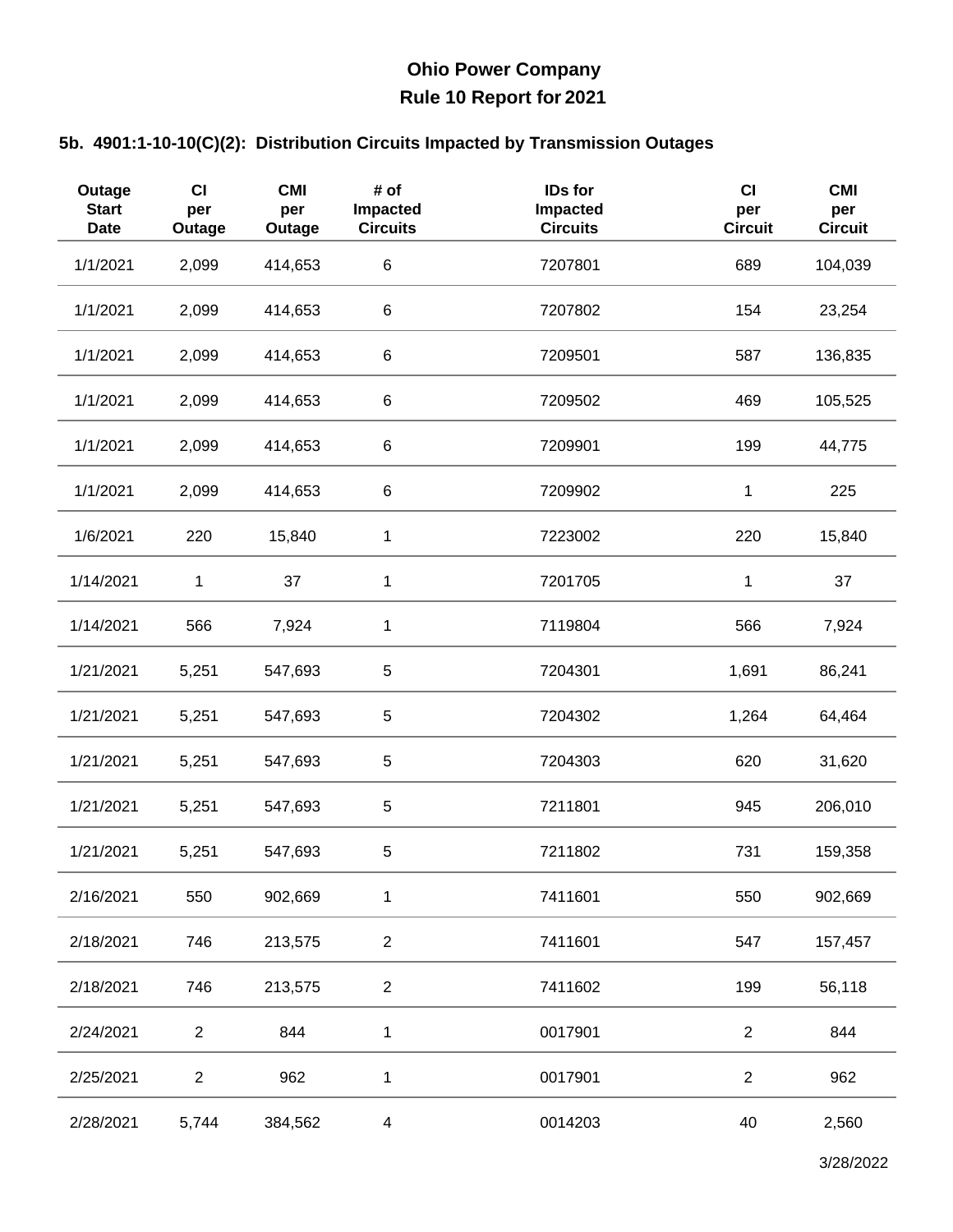# Ohio Power Company
## Rule 10 Report for 2021

### 5b. 4901:1-10-10(C)(2): Distribution Circuits Impacted by Transmission Outages

| Outage Start Date | CI per Outage | CMI per Outage | # of Impacted Circuits | IDs for Impacted Circuits | CI per Circuit | CMI per Circuit |
|---|---|---|---|---|---|---|
| 1/1/2021 | 2,099 | 414,653 | 6 | 7207801 | 689 | 104,039 |
| 1/1/2021 | 2,099 | 414,653 | 6 | 7207802 | 154 | 23,254 |
| 1/1/2021 | 2,099 | 414,653 | 6 | 7209501 | 587 | 136,835 |
| 1/1/2021 | 2,099 | 414,653 | 6 | 7209502 | 469 | 105,525 |
| 1/1/2021 | 2,099 | 414,653 | 6 | 7209901 | 199 | 44,775 |
| 1/1/2021 | 2,099 | 414,653 | 6 | 7209902 | 1 | 225 |
| 1/6/2021 | 220 | 15,840 | 1 | 7223002 | 220 | 15,840 |
| 1/14/2021 | 1 | 37 | 1 | 7201705 | 1 | 37 |
| 1/14/2021 | 566 | 7,924 | 1 | 7119804 | 566 | 7,924 |
| 1/21/2021 | 5,251 | 547,693 | 5 | 7204301 | 1,691 | 86,241 |
| 1/21/2021 | 5,251 | 547,693 | 5 | 7204302 | 1,264 | 64,464 |
| 1/21/2021 | 5,251 | 547,693 | 5 | 7204303 | 620 | 31,620 |
| 1/21/2021 | 5,251 | 547,693 | 5 | 7211801 | 945 | 206,010 |
| 1/21/2021 | 5,251 | 547,693 | 5 | 7211802 | 731 | 159,358 |
| 2/16/2021 | 550 | 902,669 | 1 | 7411601 | 550 | 902,669 |
| 2/18/2021 | 746 | 213,575 | 2 | 7411601 | 547 | 157,457 |
| 2/18/2021 | 746 | 213,575 | 2 | 7411602 | 199 | 56,118 |
| 2/24/2021 | 2 | 844 | 1 | 0017901 | 2 | 844 |
| 2/25/2021 | 2 | 962 | 1 | 0017901 | 2 | 962 |
| 2/28/2021 | 5,744 | 384,562 | 4 | 0014203 | 40 | 2,560 |

3/28/2022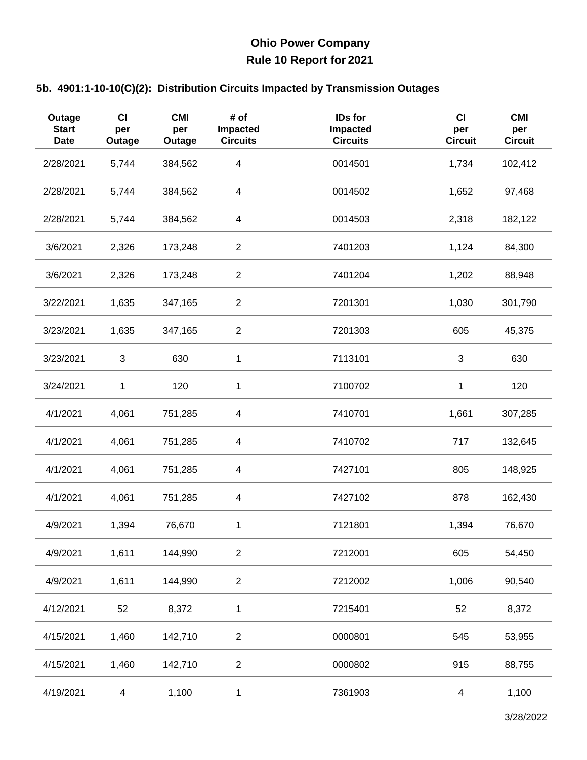# Ohio Power Company
## Rule 10 Report for 2021

### 5b. 4901:1-10-10(C)(2): Distribution Circuits Impacted by Transmission Outages

| Outage Start Date | CI per Outage | CMI per Outage | # of Impacted Circuits | IDs for Impacted Circuits | CI per Circuit | CMI per Circuit |
|---|---|---|---|---|---|---|
| 2/28/2021 | 5,744 | 384,562 | 4 | 0014501 | 1,734 | 102,412 |
| 2/28/2021 | 5,744 | 384,562 | 4 | 0014502 | 1,652 | 97,468 |
| 2/28/2021 | 5,744 | 384,562 | 4 | 0014503 | 2,318 | 182,122 |
| 3/6/2021 | 2,326 | 173,248 | 2 | 7401203 | 1,124 | 84,300 |
| 3/6/2021 | 2,326 | 173,248 | 2 | 7401204 | 1,202 | 88,948 |
| 3/22/2021 | 1,635 | 347,165 | 2 | 7201301 | 1,030 | 301,790 |
| 3/23/2021 | 1,635 | 347,165 | 2 | 7201303 | 605 | 45,375 |
| 3/23/2021 | 3 | 630 | 1 | 7113101 | 3 | 630 |
| 3/24/2021 | 1 | 120 | 1 | 7100702 | 1 | 120 |
| 4/1/2021 | 4,061 | 751,285 | 4 | 7410701 | 1,661 | 307,285 |
| 4/1/2021 | 4,061 | 751,285 | 4 | 7410702 | 717 | 132,645 |
| 4/1/2021 | 4,061 | 751,285 | 4 | 7427101 | 805 | 148,925 |
| 4/1/2021 | 4,061 | 751,285 | 4 | 7427102 | 878 | 162,430 |
| 4/9/2021 | 1,394 | 76,670 | 1 | 7121801 | 1,394 | 76,670 |
| 4/9/2021 | 1,611 | 144,990 | 2 | 7212001 | 605 | 54,450 |
| 4/9/2021 | 1,611 | 144,990 | 2 | 7212002 | 1,006 | 90,540 |
| 4/12/2021 | 52 | 8,372 | 1 | 7215401 | 52 | 8,372 |
| 4/15/2021 | 1,460 | 142,710 | 2 | 0000801 | 545 | 53,955 |
| 4/15/2021 | 1,460 | 142,710 | 2 | 0000802 | 915 | 88,755 |
| 4/19/2021 | 4 | 1,100 | 1 | 7361903 | 4 | 1,100 |

3/28/2022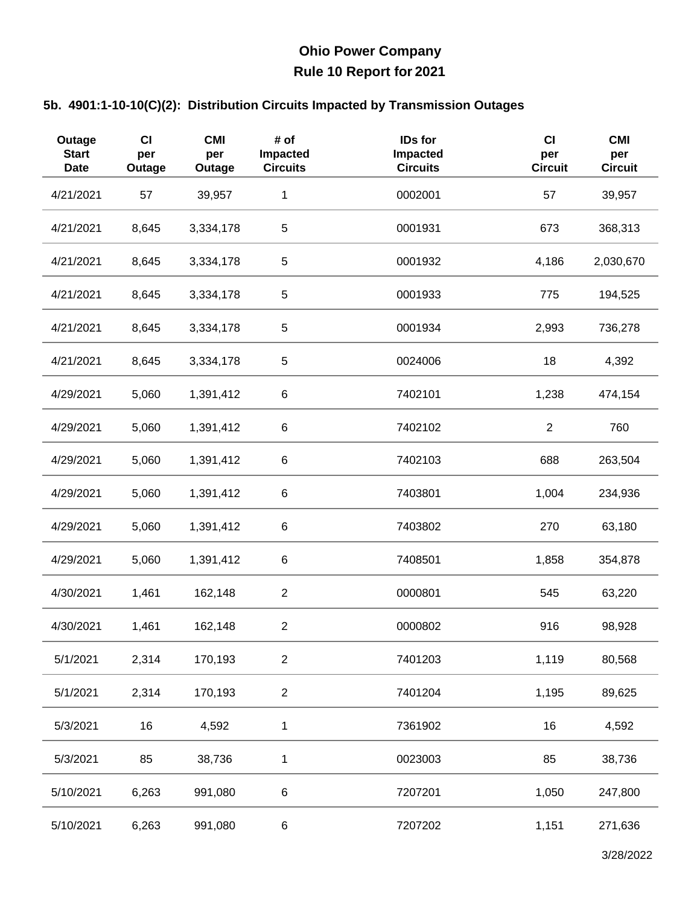# Ohio Power Company

## Rule 10 Report for 2021

### 5b. 4901:1-10-10(C)(2): Distribution Circuits Impacted by Transmission Outages

| Outage Start Date | CI per Outage | CMI per Outage | # of Impacted Circuits | IDs for Impacted Circuits | CI per Circuit | CMI per Circuit |
|---|---|---|---|---|---|---|
| 4/21/2021 | 57 | 39,957 | 1 | 0002001 | 57 | 39,957 |
| 4/21/2021 | 8,645 | 3,334,178 | 5 | 0001931 | 673 | 368,313 |
| 4/21/2021 | 8,645 | 3,334,178 | 5 | 0001932 | 4,186 | 2,030,670 |
| 4/21/2021 | 8,645 | 3,334,178 | 5 | 0001933 | 775 | 194,525 |
| 4/21/2021 | 8,645 | 3,334,178 | 5 | 0001934 | 2,993 | 736,278 |
| 4/21/2021 | 8,645 | 3,334,178 | 5 | 0024006 | 18 | 4,392 |
| 4/29/2021 | 5,060 | 1,391,412 | 6 | 7402101 | 1,238 | 474,154 |
| 4/29/2021 | 5,060 | 1,391,412 | 6 | 7402102 | 2 | 760 |
| 4/29/2021 | 5,060 | 1,391,412 | 6 | 7402103 | 688 | 263,504 |
| 4/29/2021 | 5,060 | 1,391,412 | 6 | 7403801 | 1,004 | 234,936 |
| 4/29/2021 | 5,060 | 1,391,412 | 6 | 7403802 | 270 | 63,180 |
| 4/29/2021 | 5,060 | 1,391,412 | 6 | 7408501 | 1,858 | 354,878 |
| 4/30/2021 | 1,461 | 162,148 | 2 | 0000801 | 545 | 63,220 |
| 4/30/2021 | 1,461 | 162,148 | 2 | 0000802 | 916 | 98,928 |
| 5/1/2021 | 2,314 | 170,193 | 2 | 7401203 | 1,119 | 80,568 |
| 5/1/2021 | 2,314 | 170,193 | 2 | 7401204 | 1,195 | 89,625 |
| 5/3/2021 | 16 | 4,592 | 1 | 7361902 | 16 | 4,592 |
| 5/3/2021 | 85 | 38,736 | 1 | 0023003 | 85 | 38,736 |
| 5/10/2021 | 6,263 | 991,080 | 6 | 7207201 | 1,050 | 247,800 |
| 5/10/2021 | 6,263 | 991,080 | 6 | 7207202 | 1,151 | 271,636 |

3/28/2022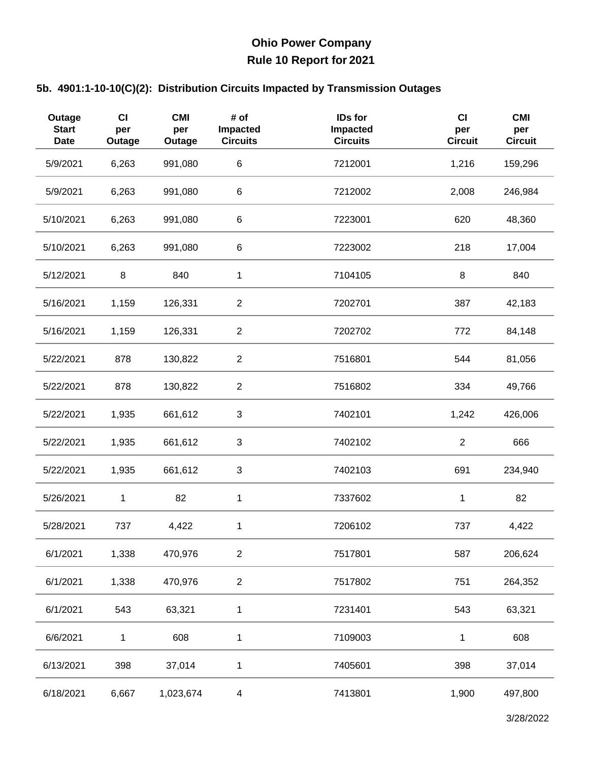# Ohio Power Company
## Rule 10 Report for 2021

### 5b. 4901:1-10-10(C)(2): Distribution Circuits Impacted by Transmission Outages

| Outage Start Date | CI per Outage | CMI per Outage | # of Impacted Circuits | IDs for Impacted Circuits | CI per Circuit | CMI per Circuit |
|---|---|---|---|---|---|---|
| 5/9/2021 | 6,263 | 991,080 | 6 | 7212001 | 1,216 | 159,296 |
| 5/9/2021 | 6,263 | 991,080 | 6 | 7212002 | 2,008 | 246,984 |
| 5/10/2021 | 6,263 | 991,080 | 6 | 7223001 | 620 | 48,360 |
| 5/10/2021 | 6,263 | 991,080 | 6 | 7223002 | 218 | 17,004 |
| 5/12/2021 | 8 | 840 | 1 | 7104105 | 8 | 840 |
| 5/16/2021 | 1,159 | 126,331 | 2 | 7202701 | 387 | 42,183 |
| 5/16/2021 | 1,159 | 126,331 | 2 | 7202702 | 772 | 84,148 |
| 5/22/2021 | 878 | 130,822 | 2 | 7516801 | 544 | 81,056 |
| 5/22/2021 | 878 | 130,822 | 2 | 7516802 | 334 | 49,766 |
| 5/22/2021 | 1,935 | 661,612 | 3 | 7402101 | 1,242 | 426,006 |
| 5/22/2021 | 1,935 | 661,612 | 3 | 7402102 | 2 | 666 |
| 5/22/2021 | 1,935 | 661,612 | 3 | 7402103 | 691 | 234,940 |
| 5/26/2021 | 1 | 82 | 1 | 7337602 | 1 | 82 |
| 5/28/2021 | 737 | 4,422 | 1 | 7206102 | 737 | 4,422 |
| 6/1/2021 | 1,338 | 470,976 | 2 | 7517801 | 587 | 206,624 |
| 6/1/2021 | 1,338 | 470,976 | 2 | 7517802 | 751 | 264,352 |
| 6/1/2021 | 543 | 63,321 | 1 | 7231401 | 543 | 63,321 |
| 6/6/2021 | 1 | 608 | 1 | 7109003 | 1 | 608 |
| 6/13/2021 | 398 | 37,014 | 1 | 7405601 | 398 | 37,014 |
| 6/18/2021 | 6,667 | 1,023,674 | 4 | 7413801 | 1,900 | 497,800 |

3/28/2022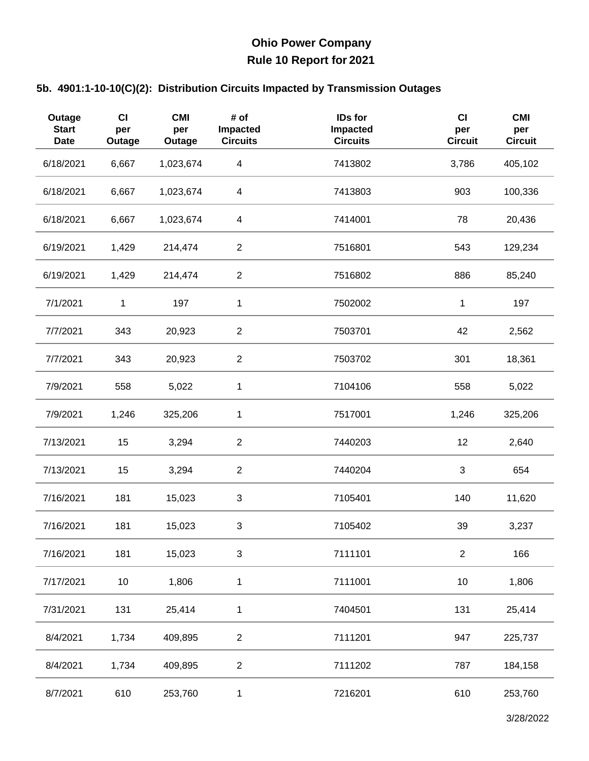# Ohio Power Company

## Rule 10 Report for 2021

### 5b. 4901:1-10-10(C)(2): Distribution Circuits Impacted by Transmission Outages

| Outage Start Date | CI per Outage | CMI per Outage | # of Impacted Circuits | IDs for Impacted Circuits | CI per Circuit | CMI per Circuit |
|---|---|---|---|---|---|---|
| 6/18/2021 | 6,667 | 1,023,674 | 4 | 7413802 | 3,786 | 405,102 |
| 6/18/2021 | 6,667 | 1,023,674 | 4 | 7413803 | 903 | 100,336 |
| 6/18/2021 | 6,667 | 1,023,674 | 4 | 7414001 | 78 | 20,436 |
| 6/19/2021 | 1,429 | 214,474 | 2 | 7516801 | 543 | 129,234 |
| 6/19/2021 | 1,429 | 214,474 | 2 | 7516802 | 886 | 85,240 |
| 7/1/2021 | 1 | 197 | 1 | 7502002 | 1 | 197 |
| 7/7/2021 | 343 | 20,923 | 2 | 7503701 | 42 | 2,562 |
| 7/7/2021 | 343 | 20,923 | 2 | 7503702 | 301 | 18,361 |
| 7/9/2021 | 558 | 5,022 | 1 | 7104106 | 558 | 5,022 |
| 7/9/2021 | 1,246 | 325,206 | 1 | 7517001 | 1,246 | 325,206 |
| 7/13/2021 | 15 | 3,294 | 2 | 7440203 | 12 | 2,640 |
| 7/13/2021 | 15 | 3,294 | 2 | 7440204 | 3 | 654 |
| 7/16/2021 | 181 | 15,023 | 3 | 7105401 | 140 | 11,620 |
| 7/16/2021 | 181 | 15,023 | 3 | 7105402 | 39 | 3,237 |
| 7/16/2021 | 181 | 15,023 | 3 | 7111101 | 2 | 166 |
| 7/17/2021 | 10 | 1,806 | 1 | 7111001 | 10 | 1,806 |
| 7/31/2021 | 131 | 25,414 | 1 | 7404501 | 131 | 25,414 |
| 8/4/2021 | 1,734 | 409,895 | 2 | 7111201 | 947 | 225,737 |
| 8/4/2021 | 1,734 | 409,895 | 2 | 7111202 | 787 | 184,158 |
| 8/7/2021 | 610 | 253,760 | 1 | 7216201 | 610 | 253,760 |

3/28/2022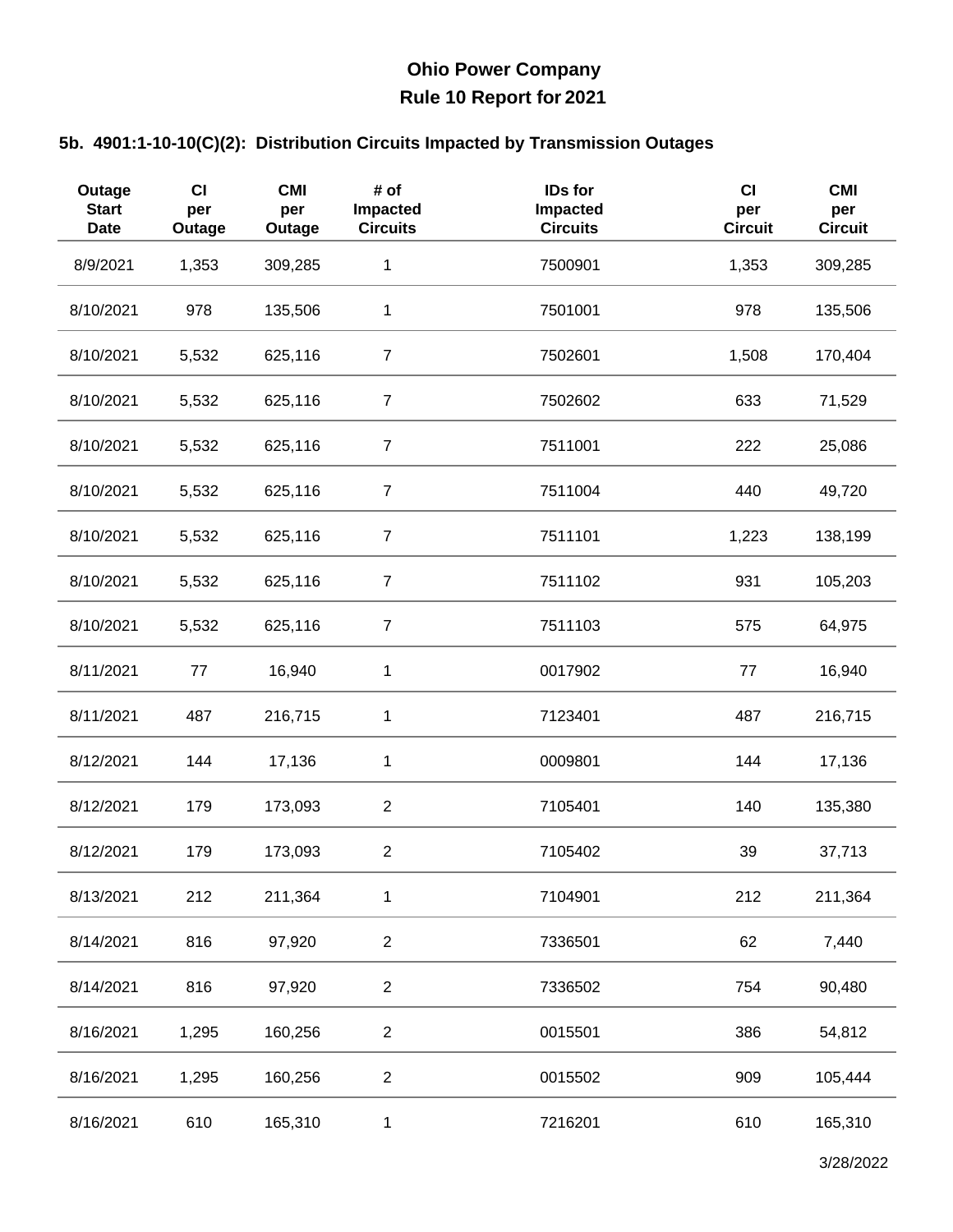# Ohio Power Company
## Rule 10 Report for 2021

### 5b. 4901:1-10-10(C)(2): Distribution Circuits Impacted by Transmission Outages

| Outage Start Date | CI per Outage | CMI per Outage | # of Impacted Circuits | IDs for Impacted Circuits | CI per Circuit | CMI per Circuit |
|---|---|---|---|---|---|---|
| 8/9/2021 | 1,353 | 309,285 | 1 | 7500901 | 1,353 | 309,285 |
| 8/10/2021 | 978 | 135,506 | 1 | 7501001 | 978 | 135,506 |
| 8/10/2021 | 5,532 | 625,116 | 7 | 7502601 | 1,508 | 170,404 |
| 8/10/2021 | 5,532 | 625,116 | 7 | 7502602 | 633 | 71,529 |
| 8/10/2021 | 5,532 | 625,116 | 7 | 7511001 | 222 | 25,086 |
| 8/10/2021 | 5,532 | 625,116 | 7 | 7511004 | 440 | 49,720 |
| 8/10/2021 | 5,532 | 625,116 | 7 | 7511101 | 1,223 | 138,199 |
| 8/10/2021 | 5,532 | 625,116 | 7 | 7511102 | 931 | 105,203 |
| 8/10/2021 | 5,532 | 625,116 | 7 | 7511103 | 575 | 64,975 |
| 8/11/2021 | 77 | 16,940 | 1 | 0017902 | 77 | 16,940 |
| 8/11/2021 | 487 | 216,715 | 1 | 7123401 | 487 | 216,715 |
| 8/12/2021 | 144 | 17,136 | 1 | 0009801 | 144 | 17,136 |
| 8/12/2021 | 179 | 173,093 | 2 | 7105401 | 140 | 135,380 |
| 8/12/2021 | 179 | 173,093 | 2 | 7105402 | 39 | 37,713 |
| 8/13/2021 | 212 | 211,364 | 1 | 7104901 | 212 | 211,364 |
| 8/14/2021 | 816 | 97,920 | 2 | 7336501 | 62 | 7,440 |
| 8/14/2021 | 816 | 97,920 | 2 | 7336502 | 754 | 90,480 |
| 8/16/2021 | 1,295 | 160,256 | 2 | 0015501 | 386 | 54,812 |
| 8/16/2021 | 1,295 | 160,256 | 2 | 0015502 | 909 | 105,444 |
| 8/16/2021 | 610 | 165,310 | 1 | 7216201 | 610 | 165,310 |

3/28/2022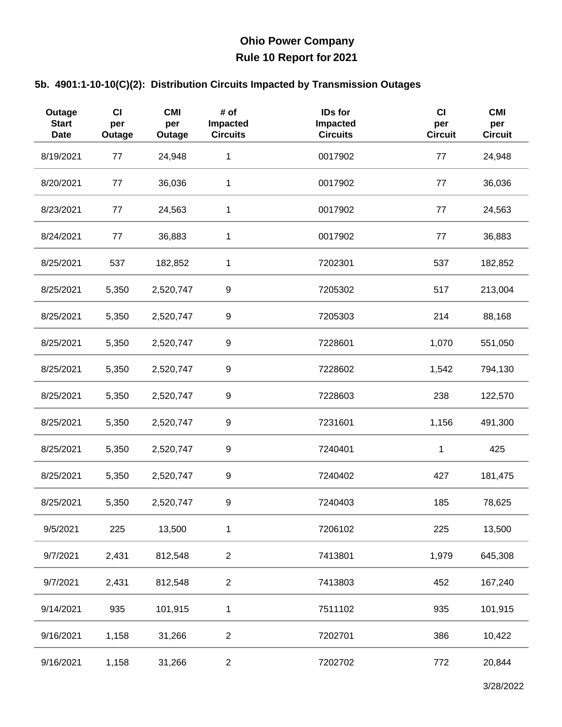# Ohio Power Company

## Rule 10 Report for 2021

### 5b. 4901:1-10-10(C)(2): Distribution Circuits Impacted by Transmission Outages

| Outage Start Date | CI per Outage | CMI per Outage | # of Impacted Circuits | IDs for Impacted Circuits | CI per Circuit | CMI per Circuit |
|---|---|---|---|---|---|---|
| 8/19/2021 | 77 | 24,948 | 1 | 0017902 | 77 | 24,948 |
| 8/20/2021 | 77 | 36,036 | 1 | 0017902 | 77 | 36,036 |
| 8/23/2021 | 77 | 24,563 | 1 | 0017902 | 77 | 24,563 |
| 8/24/2021 | 77 | 36,883 | 1 | 0017902 | 77 | 36,883 |
| 8/25/2021 | 537 | 182,852 | 1 | 7202301 | 537 | 182,852 |
| 8/25/2021 | 5,350 | 2,520,747 | 9 | 7205302 | 517 | 213,004 |
| 8/25/2021 | 5,350 | 2,520,747 | 9 | 7205303 | 214 | 88,168 |
| 8/25/2021 | 5,350 | 2,520,747 | 9 | 7228601 | 1,070 | 551,050 |
| 8/25/2021 | 5,350 | 2,520,747 | 9 | 7228602 | 1,542 | 794,130 |
| 8/25/2021 | 5,350 | 2,520,747 | 9 | 7228603 | 238 | 122,570 |
| 8/25/2021 | 5,350 | 2,520,747 | 9 | 7231601 | 1,156 | 491,300 |
| 8/25/2021 | 5,350 | 2,520,747 | 9 | 7240401 | 1 | 425 |
| 8/25/2021 | 5,350 | 2,520,747 | 9 | 7240402 | 427 | 181,475 |
| 8/25/2021 | 5,350 | 2,520,747 | 9 | 7240403 | 185 | 78,625 |
| 9/5/2021 | 225 | 13,500 | 1 | 7206102 | 225 | 13,500 |
| 9/7/2021 | 2,431 | 812,548 | 2 | 7413801 | 1,979 | 645,308 |
| 9/7/2021 | 2,431 | 812,548 | 2 | 7413803 | 452 | 167,240 |
| 9/14/2021 | 935 | 101,915 | 1 | 7511102 | 935 | 101,915 |
| 9/16/2021 | 1,158 | 31,266 | 2 | 7202701 | 386 | 10,422 |
| 9/16/2021 | 1,158 | 31,266 | 2 | 7202702 | 772 | 20,844 |

3/28/2022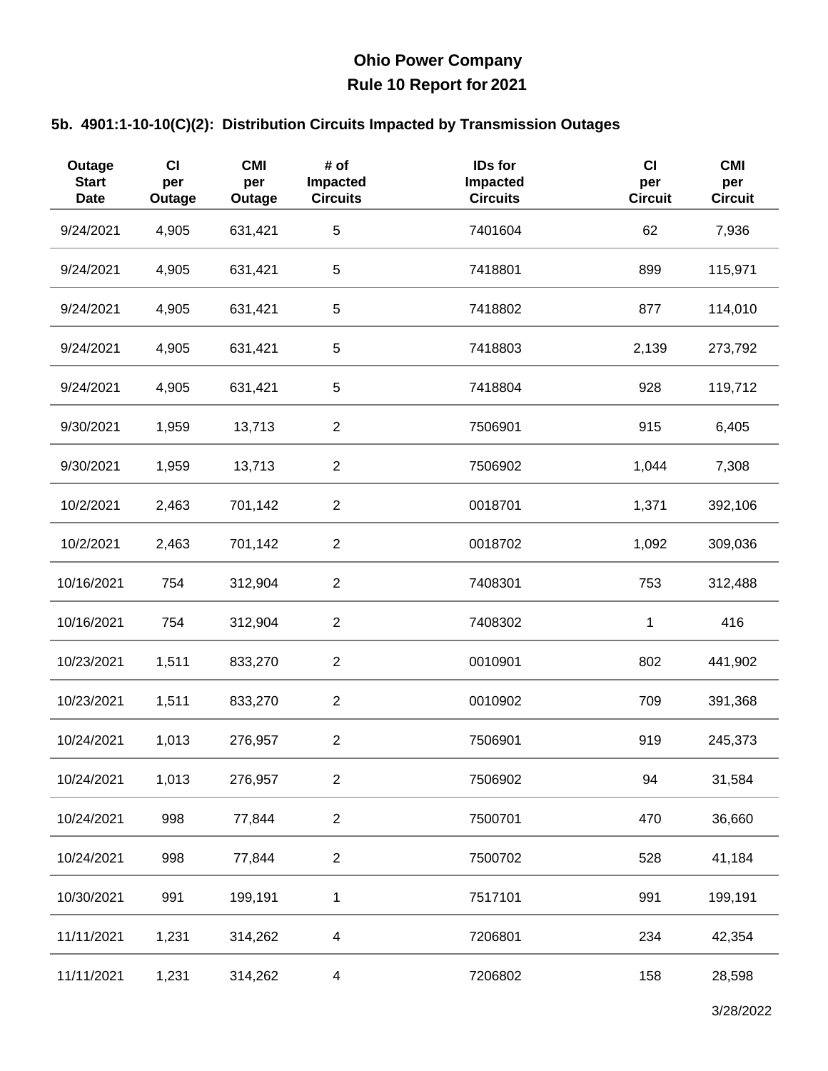# Ohio Power Company

## Rule 10 Report for 2021

### 5b. 4901:1-10-10(C)(2): Distribution Circuits Impacted by Transmission Outages

| Outage Start Date | CI per Outage | CMI per Outage | # of Impacted Circuits | IDs for Impacted Circuits | CI per Circuit | CMI per Circuit |
|---|---|---|---|---|---|---|
| 9/24/2021 | 4,905 | 631,421 | 5 | 7401604 | 62 | 7,936 |
| 9/24/2021 | 4,905 | 631,421 | 5 | 7418801 | 899 | 115,971 |
| 9/24/2021 | 4,905 | 631,421 | 5 | 7418802 | 877 | 114,010 |
| 9/24/2021 | 4,905 | 631,421 | 5 | 7418803 | 2,139 | 273,792 |
| 9/24/2021 | 4,905 | 631,421 | 5 | 7418804 | 928 | 119,712 |
| 9/30/2021 | 1,959 | 13,713 | 2 | 7506901 | 915 | 6,405 |
| 9/30/2021 | 1,959 | 13,713 | 2 | 7506902 | 1,044 | 7,308 |
| 10/2/2021 | 2,463 | 701,142 | 2 | 0018701 | 1,371 | 392,106 |
| 10/2/2021 | 2,463 | 701,142 | 2 | 0018702 | 1,092 | 309,036 |
| 10/16/2021 | 754 | 312,904 | 2 | 7408301 | 753 | 312,488 |
| 10/16/2021 | 754 | 312,904 | 2 | 7408302 | 1 | 416 |
| 10/23/2021 | 1,511 | 833,270 | 2 | 0010901 | 802 | 441,902 |
| 10/23/2021 | 1,511 | 833,270 | 2 | 0010902 | 709 | 391,368 |
| 10/24/2021 | 1,013 | 276,957 | 2 | 7506901 | 919 | 245,373 |
| 10/24/2021 | 1,013 | 276,957 | 2 | 7506902 | 94 | 31,584 |
| 10/24/2021 | 998 | 77,844 | 2 | 7500701 | 470 | 36,660 |
| 10/24/2021 | 998 | 77,844 | 2 | 7500702 | 528 | 41,184 |
| 10/30/2021 | 991 | 199,191 | 1 | 7517101 | 991 | 199,191 |
| 11/11/2021 | 1,231 | 314,262 | 4 | 7206801 | 234 | 42,354 |
| 11/11/2021 | 1,231 | 314,262 | 4 | 7206802 | 158 | 28,598 |

3/28/2022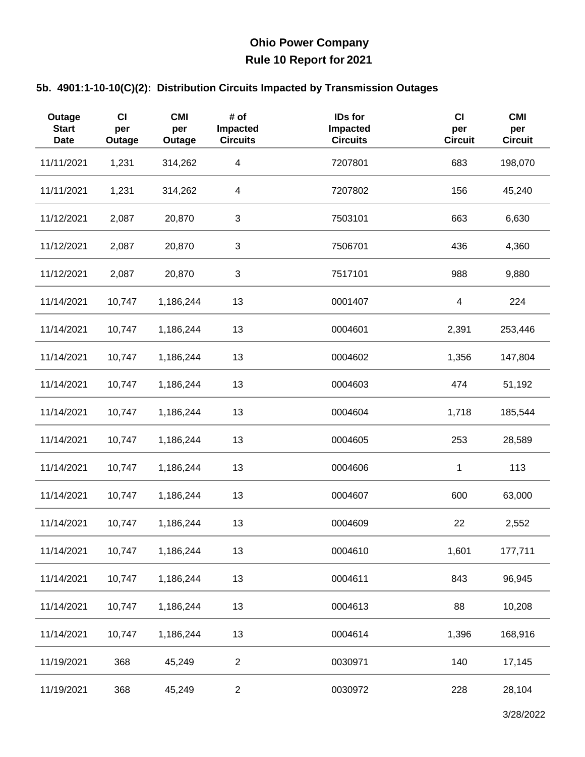# Ohio Power Company
## Rule 10 Report for 2021

### 5b. 4901:1-10-10(C)(2): Distribution Circuits Impacted by Transmission Outages

| Outage Start Date | CI per Outage | CMI per Outage | # of Impacted Circuits | IDs for Impacted Circuits | CI per Circuit | CMI per Circuit |
|---|---|---|---|---|---|---|
| 11/11/2021 | 1,231 | 314,262 | 4 | 7207801 | 683 | 198,070 |
| 11/11/2021 | 1,231 | 314,262 | 4 | 7207802 | 156 | 45,240 |
| 11/12/2021 | 2,087 | 20,870 | 3 | 7503101 | 663 | 6,630 |
| 11/12/2021 | 2,087 | 20,870 | 3 | 7506701 | 436 | 4,360 |
| 11/12/2021 | 2,087 | 20,870 | 3 | 7517101 | 988 | 9,880 |
| 11/14/2021 | 10,747 | 1,186,244 | 13 | 0001407 | 4 | 224 |
| 11/14/2021 | 10,747 | 1,186,244 | 13 | 0004601 | 2,391 | 253,446 |
| 11/14/2021 | 10,747 | 1,186,244 | 13 | 0004602 | 1,356 | 147,804 |
| 11/14/2021 | 10,747 | 1,186,244 | 13 | 0004603 | 474 | 51,192 |
| 11/14/2021 | 10,747 | 1,186,244 | 13 | 0004604 | 1,718 | 185,544 |
| 11/14/2021 | 10,747 | 1,186,244 | 13 | 0004605 | 253 | 28,589 |
| 11/14/2021 | 10,747 | 1,186,244 | 13 | 0004606 | 1 | 113 |
| 11/14/2021 | 10,747 | 1,186,244 | 13 | 0004607 | 600 | 63,000 |
| 11/14/2021 | 10,747 | 1,186,244 | 13 | 0004609 | 22 | 2,552 |
| 11/14/2021 | 10,747 | 1,186,244 | 13 | 0004610 | 1,601 | 177,711 |
| 11/14/2021 | 10,747 | 1,186,244 | 13 | 0004611 | 843 | 96,945 |
| 11/14/2021 | 10,747 | 1,186,244 | 13 | 0004613 | 88 | 10,208 |
| 11/14/2021 | 10,747 | 1,186,244 | 13 | 0004614 | 1,396 | 168,916 |
| 11/19/2021 | 368 | 45,249 | 2 | 0030971 | 140 | 17,145 |
| 11/19/2021 | 368 | 45,249 | 2 | 0030972 | 228 | 28,104 |

3/28/2022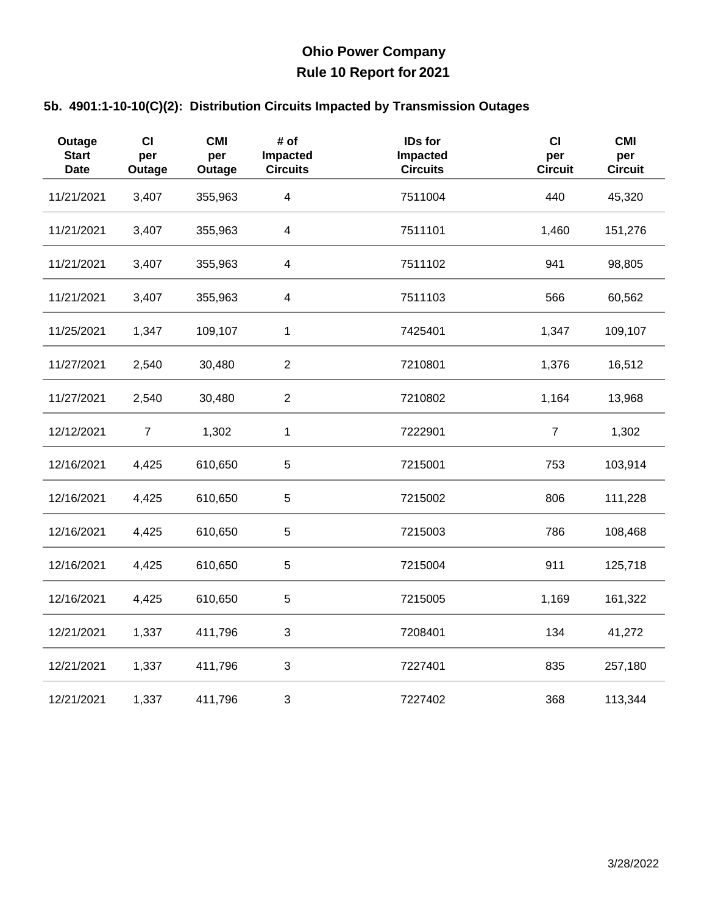# Ohio Power Company
## Rule 10 Report for 2021

### 5b. 4901:1-10-10(C)(2): Distribution Circuits Impacted by Transmission Outages

| Outage Start Date | CI per Outage | CMI per Outage | # of Impacted Circuits | IDs for Impacted Circuits | CI per Circuit | CMI per Circuit |
|---|---|---|---|---|---|---|
| 11/21/2021 | 3,407 | 355,963 | 4 | 7511004 | 440 | 45,320 |
| 11/21/2021 | 3,407 | 355,963 | 4 | 7511101 | 1,460 | 151,276 |
| 11/21/2021 | 3,407 | 355,963 | 4 | 7511102 | 941 | 98,805 |
| 11/21/2021 | 3,407 | 355,963 | 4 | 7511103 | 566 | 60,562 |
| 11/25/2021 | 1,347 | 109,107 | 1 | 7425401 | 1,347 | 109,107 |
| 11/27/2021 | 2,540 | 30,480 | 2 | 7210801 | 1,376 | 16,512 |
| 11/27/2021 | 2,540 | 30,480 | 2 | 7210802 | 1,164 | 13,968 |
| 12/12/2021 | 7 | 1,302 | 1 | 7222901 | 7 | 1,302 |
| 12/16/2021 | 4,425 | 610,650 | 5 | 7215001 | 753 | 103,914 |
| 12/16/2021 | 4,425 | 610,650 | 5 | 7215002 | 806 | 111,228 |
| 12/16/2021 | 4,425 | 610,650 | 5 | 7215003 | 786 | 108,468 |
| 12/16/2021 | 4,425 | 610,650 | 5 | 7215004 | 911 | 125,718 |
| 12/16/2021 | 4,425 | 610,650 | 5 | 7215005 | 1,169 | 161,322 |
| 12/21/2021 | 1,337 | 411,796 | 3 | 7208401 | 134 | 41,272 |
| 12/21/2021 | 1,337 | 411,796 | 3 | 7227401 | 835 | 257,180 |
| 12/21/2021 | 1,337 | 411,796 | 3 | 7227402 | 368 | 113,344 |

3/28/2022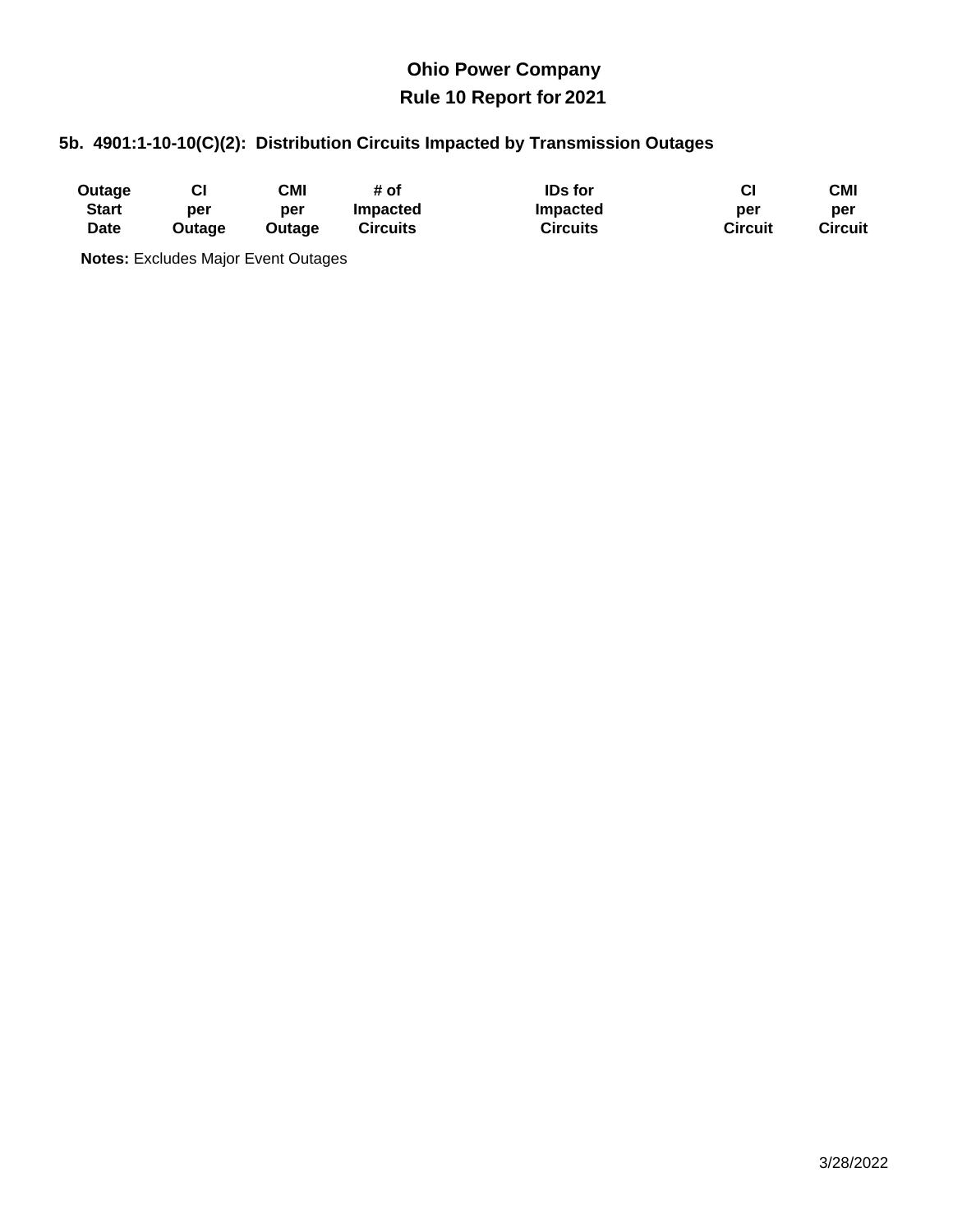# Ohio Power Company

## Rule 10 Report for 2021

### 5b. 4901:1-10-10(C)(2): Distribution Circuits Impacted by Transmission Outages

| Outage Start Date | CI per Outage | CMI per Outage | # of Impacted Circuits | IDs for Impacted Circuits | CI per Circuit | CMI per Circuit |
|---|---|---|---|---|---|---|

**Notes:** Excludes Major Event Outages

3/28/2022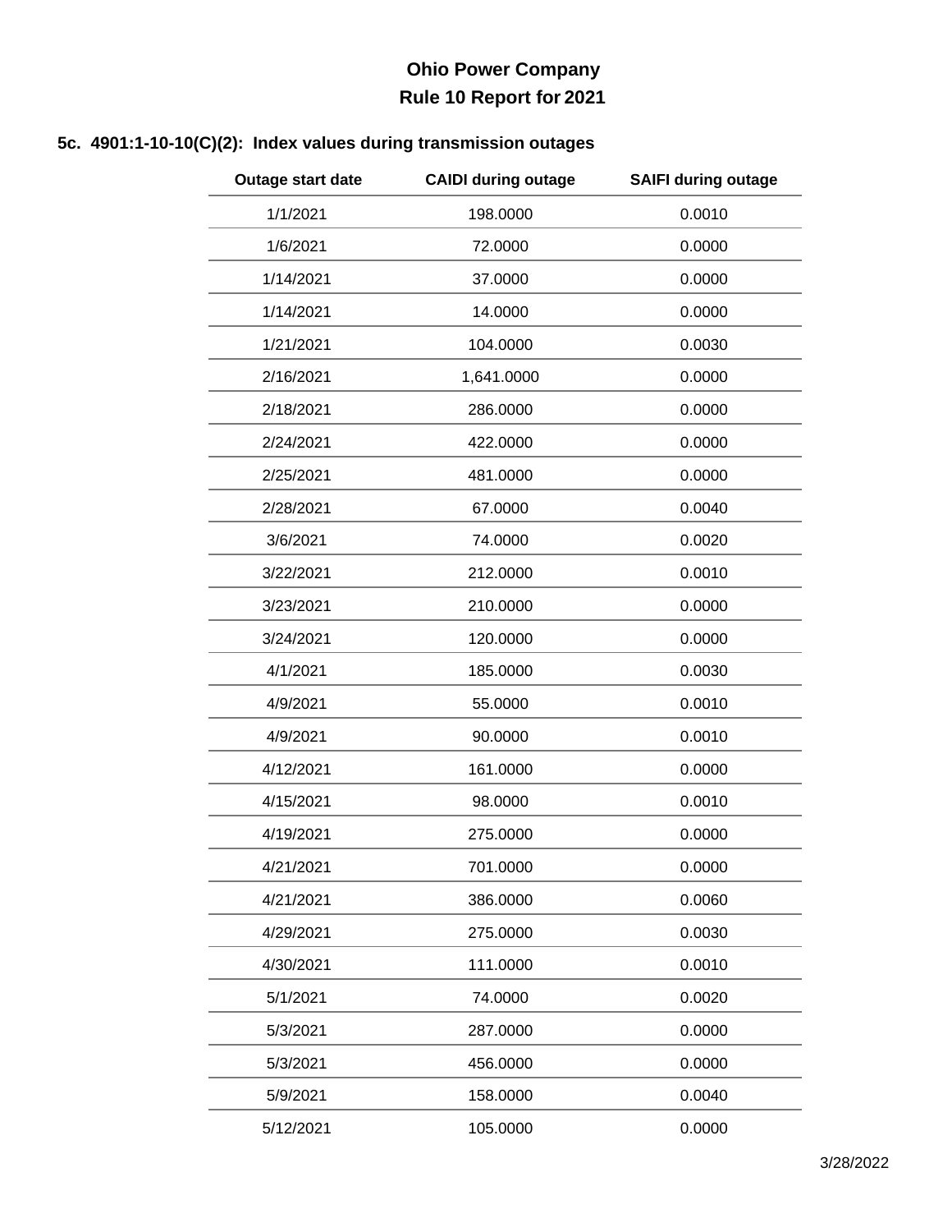**Ohio Power Company**

**Rule 10 Report for 2021**

**5c. 4901:1-10-10(C)(2): Index values during transmission outages**

| Outage start date | CAIDI during outage | SAIFI during outage |
|---|---|---|
| 1/1/2021 | 198.0000 | 0.0010 |
| 1/6/2021 | 72.0000 | 0.0000 |
| 1/14/2021 | 37.0000 | 0.0000 |
| 1/14/2021 | 14.0000 | 0.0000 |
| 1/21/2021 | 104.0000 | 0.0030 |
| 2/16/2021 | 1,641.0000 | 0.0000 |
| 2/18/2021 | 286.0000 | 0.0000 |
| 2/24/2021 | 422.0000 | 0.0000 |
| 2/25/2021 | 481.0000 | 0.0000 |
| 2/28/2021 | 67.0000 | 0.0040 |
| 3/6/2021 | 74.0000 | 0.0020 |
| 3/22/2021 | 212.0000 | 0.0010 |
| 3/23/2021 | 210.0000 | 0.0000 |
| 3/24/2021 | 120.0000 | 0.0000 |
| 4/1/2021 | 185.0000 | 0.0030 |
| 4/9/2021 | 55.0000 | 0.0010 |
| 4/9/2021 | 90.0000 | 0.0010 |
| 4/12/2021 | 161.0000 | 0.0000 |
| 4/15/2021 | 98.0000 | 0.0010 |
| 4/19/2021 | 275.0000 | 0.0000 |
| 4/21/2021 | 701.0000 | 0.0000 |
| 4/21/2021 | 386.0000 | 0.0060 |
| 4/29/2021 | 275.0000 | 0.0030 |
| 4/30/2021 | 111.0000 | 0.0010 |
| 5/1/2021 | 74.0000 | 0.0020 |
| 5/3/2021 | 287.0000 | 0.0000 |
| 5/3/2021 | 456.0000 | 0.0000 |
| 5/9/2021 | 158.0000 | 0.0040 |
| 5/12/2021 | 105.0000 | 0.0000 |

3/28/2022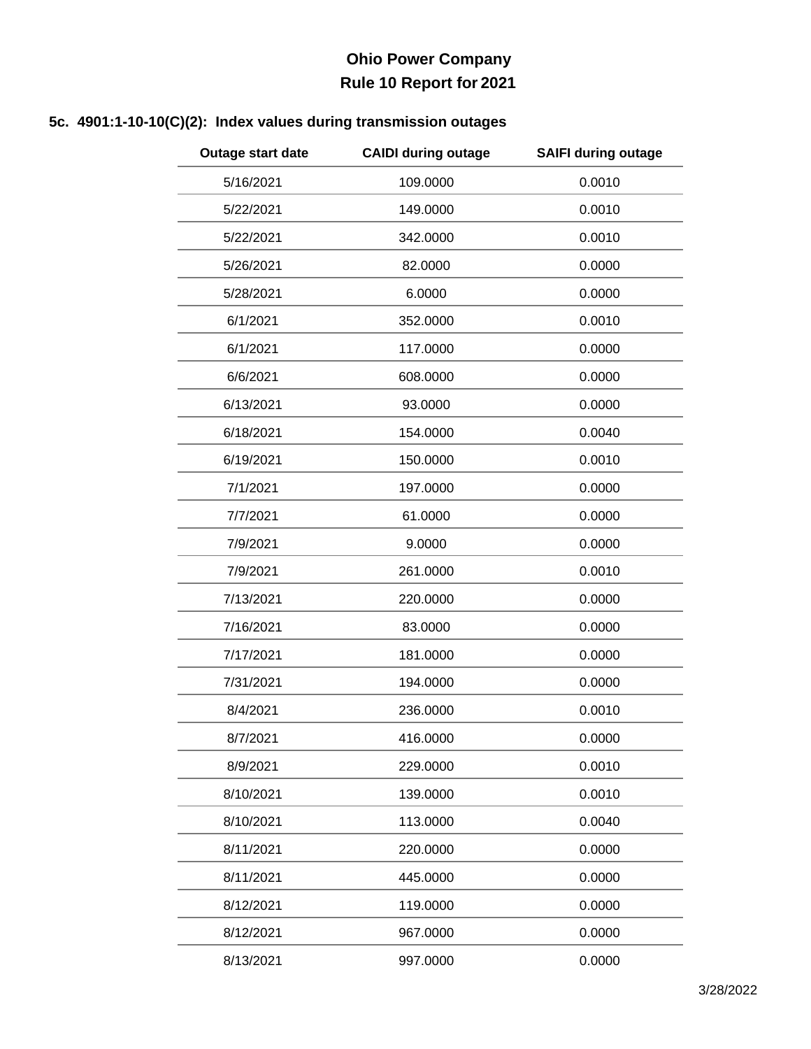# Ohio Power Company
## Rule 10 Report for 2021

### 5c. 4901:1-10-10(C)(2): Index values during transmission outages

| Outage start date | CAIDI during outage | SAIFI during outage |
|---|---|---|
| 5/16/2021 | 109.0000 | 0.0010 |
| 5/22/2021 | 149.0000 | 0.0010 |
| 5/22/2021 | 342.0000 | 0.0010 |
| 5/26/2021 | 82.0000 | 0.0000 |
| 5/28/2021 | 6.0000 | 0.0000 |
| 6/1/2021 | 352.0000 | 0.0010 |
| 6/1/2021 | 117.0000 | 0.0000 |
| 6/6/2021 | 608.0000 | 0.0000 |
| 6/13/2021 | 93.0000 | 0.0000 |
| 6/18/2021 | 154.0000 | 0.0040 |
| 6/19/2021 | 150.0000 | 0.0010 |
| 7/1/2021 | 197.0000 | 0.0000 |
| 7/7/2021 | 61.0000 | 0.0000 |
| 7/9/2021 | 9.0000 | 0.0000 |
| 7/9/2021 | 261.0000 | 0.0010 |
| 7/13/2021 | 220.0000 | 0.0000 |
| 7/16/2021 | 83.0000 | 0.0000 |
| 7/17/2021 | 181.0000 | 0.0000 |
| 7/31/2021 | 194.0000 | 0.0000 |
| 8/4/2021 | 236.0000 | 0.0010 |
| 8/7/2021 | 416.0000 | 0.0000 |
| 8/9/2021 | 229.0000 | 0.0010 |
| 8/10/2021 | 139.0000 | 0.0010 |
| 8/10/2021 | 113.0000 | 0.0040 |
| 8/11/2021 | 220.0000 | 0.0000 |
| 8/11/2021 | 445.0000 | 0.0000 |
| 8/12/2021 | 119.0000 | 0.0000 |
| 8/12/2021 | 967.0000 | 0.0000 |
| 8/13/2021 | 997.0000 | 0.0000 |

3/28/2022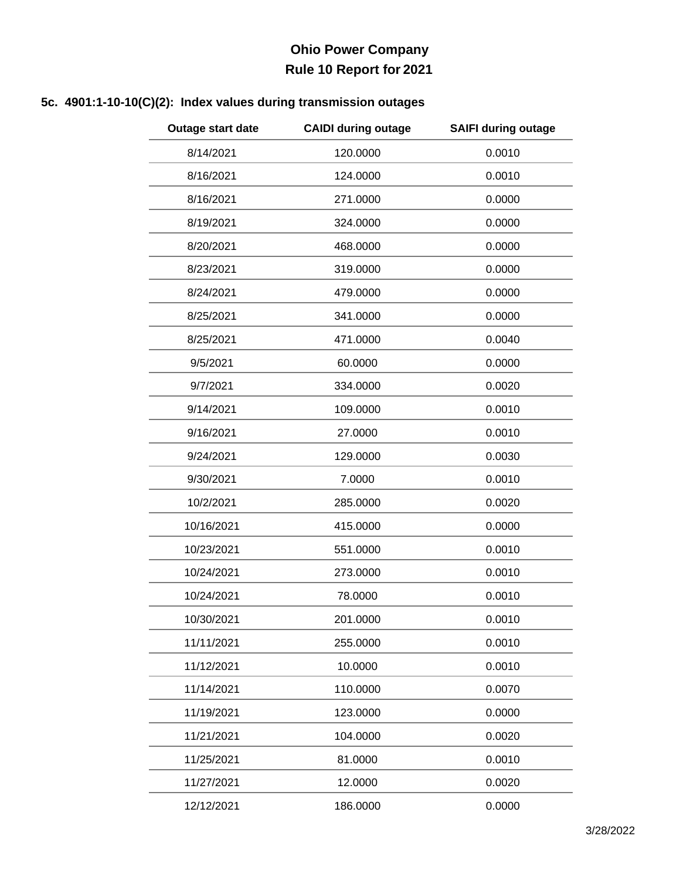# Ohio Power Company

## Rule 10 Report for 2021

### 5c. 4901:1-10-10(C)(2): Index values during transmission outages

| Outage start date | CAIDI during outage | SAIFI during outage |
|---|---|---|
| 8/14/2021 | 120.0000 | 0.0010 |
| 8/16/2021 | 124.0000 | 0.0010 |
| 8/16/2021 | 271.0000 | 0.0000 |
| 8/19/2021 | 324.0000 | 0.0000 |
| 8/20/2021 | 468.0000 | 0.0000 |
| 8/23/2021 | 319.0000 | 0.0000 |
| 8/24/2021 | 479.0000 | 0.0000 |
| 8/25/2021 | 341.0000 | 0.0000 |
| 8/25/2021 | 471.0000 | 0.0040 |
| 9/5/2021 | 60.0000 | 0.0000 |
| 9/7/2021 | 334.0000 | 0.0020 |
| 9/14/2021 | 109.0000 | 0.0010 |
| 9/16/2021 | 27.0000 | 0.0010 |
| 9/24/2021 | 129.0000 | 0.0030 |
| 9/30/2021 | 7.0000 | 0.0010 |
| 10/2/2021 | 285.0000 | 0.0020 |
| 10/16/2021 | 415.0000 | 0.0000 |
| 10/23/2021 | 551.0000 | 0.0010 |
| 10/24/2021 | 273.0000 | 0.0010 |
| 10/24/2021 | 78.0000 | 0.0010 |
| 10/30/2021 | 201.0000 | 0.0010 |
| 11/11/2021 | 255.0000 | 0.0010 |
| 11/12/2021 | 10.0000 | 0.0010 |
| 11/14/2021 | 110.0000 | 0.0070 |
| 11/19/2021 | 123.0000 | 0.0000 |
| 11/21/2021 | 104.0000 | 0.0020 |
| 11/25/2021 | 81.0000 | 0.0010 |
| 11/27/2021 | 12.0000 | 0.0020 |
| 12/12/2021 | 186.0000 | 0.0000 |

3/28/2022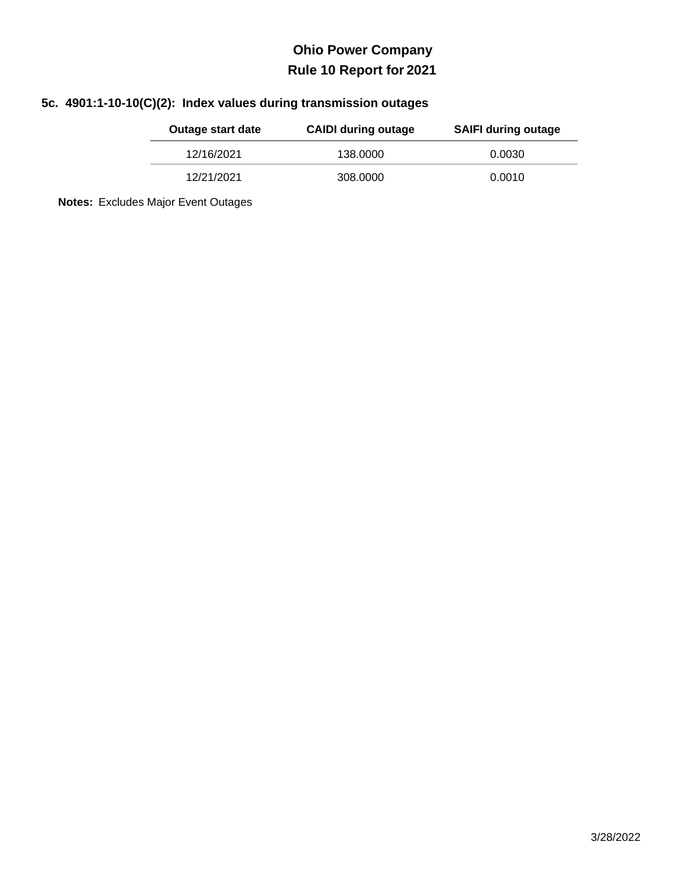# Ohio Power Company

## Rule 10 Report for 2021

### 5c. 4901:1-10-10(C)(2): Index values during transmission outages

| Outage start date | CAIDI during outage | SAIFI during outage |
|---|---|---|
| 12/16/2021 | 138.0000 | 0.0030 |
| 12/21/2021 | 308.0000 | 0.0010 |

**Notes:** Excludes Major Event Outages

3/28/2022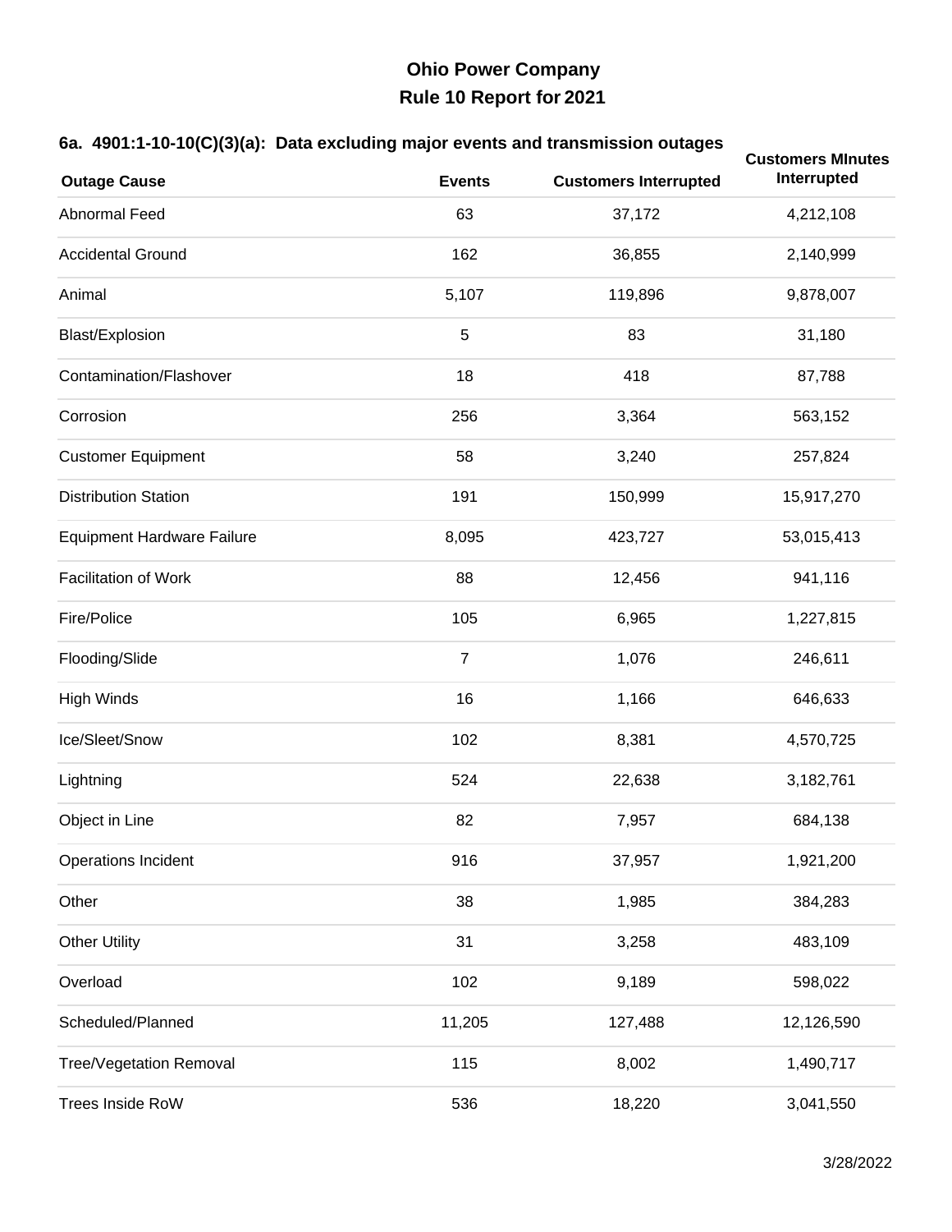# Ohio Power Company
## Rule 10 Report for 2021

### 6a. 4901:1-10-10(C)(3)(a): Data excluding major events and transmission outages

| Outage Cause | Events | Customers Interrupted | Customers MInutes Interrupted |
|---|---|---|---|
| Abnormal Feed | 63 | 37,172 | 4,212,108 |
| Accidental Ground | 162 | 36,855 | 2,140,999 |
| Animal | 5,107 | 119,896 | 9,878,007 |
| Blast/Explosion | 5 | 83 | 31,180 |
| Contamination/Flashover | 18 | 418 | 87,788 |
| Corrosion | 256 | 3,364 | 563,152 |
| Customer Equipment | 58 | 3,240 | 257,824 |
| Distribution Station | 191 | 150,999 | 15,917,270 |
| Equipment Hardware Failure | 8,095 | 423,727 | 53,015,413 |
| Facilitation of Work | 88 | 12,456 | 941,116 |
| Fire/Police | 105 | 6,965 | 1,227,815 |
| Flooding/Slide | 7 | 1,076 | 246,611 |
| High Winds | 16 | 1,166 | 646,633 |
| Ice/Sleet/Snow | 102 | 8,381 | 4,570,725 |
| Lightning | 524 | 22,638 | 3,182,761 |
| Object in Line | 82 | 7,957 | 684,138 |
| Operations Incident | 916 | 37,957 | 1,921,200 |
| Other | 38 | 1,985 | 384,283 |
| Other Utility | 31 | 3,258 | 483,109 |
| Overload | 102 | 9,189 | 598,022 |
| Scheduled/Planned | 11,205 | 127,488 | 12,126,590 |
| Tree/Vegetation Removal | 115 | 8,002 | 1,490,717 |
| Trees Inside RoW | 536 | 18,220 | 3,041,550 |

3/28/2022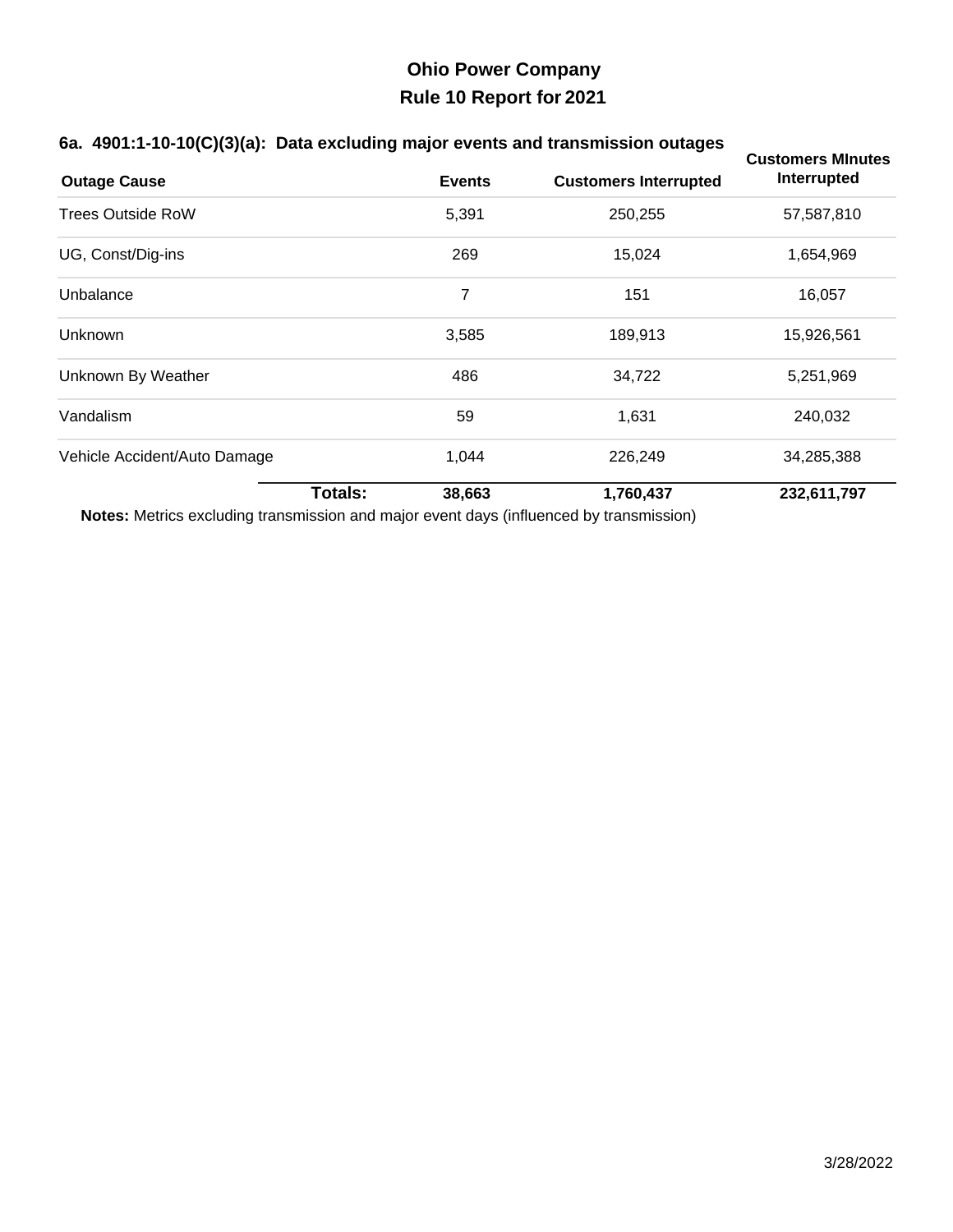# Ohio Power Company

## Rule 10 Report for 2021

### 6a. 4901:1-10-10(C)(3)(a): Data excluding major events and transmission outages

| Outage Cause | Events | Customers Interrupted | Customers MInutes Interrupted |
|---|---|---|---|
| Trees Outside RoW | 5,391 | 250,255 | 57,587,810 |
| UG, Const/Dig-ins | 269 | 15,024 | 1,654,969 |
| Unbalance | 7 | 151 | 16,057 |
| Unknown | 3,585 | 189,913 | 15,926,561 |
| Unknown By Weather | 486 | 34,722 | 5,251,969 |
| Vandalism | 59 | 1,631 | 240,032 |
| Vehicle Accident/Auto Damage | 1,044 | 226,249 | 34,285,388 |
| **Totals:** | **38,663** | **1,760,437** | **232,611,797** |

**Notes:** Metrics excluding transmission and major event days (influenced by transmission)

3/28/2022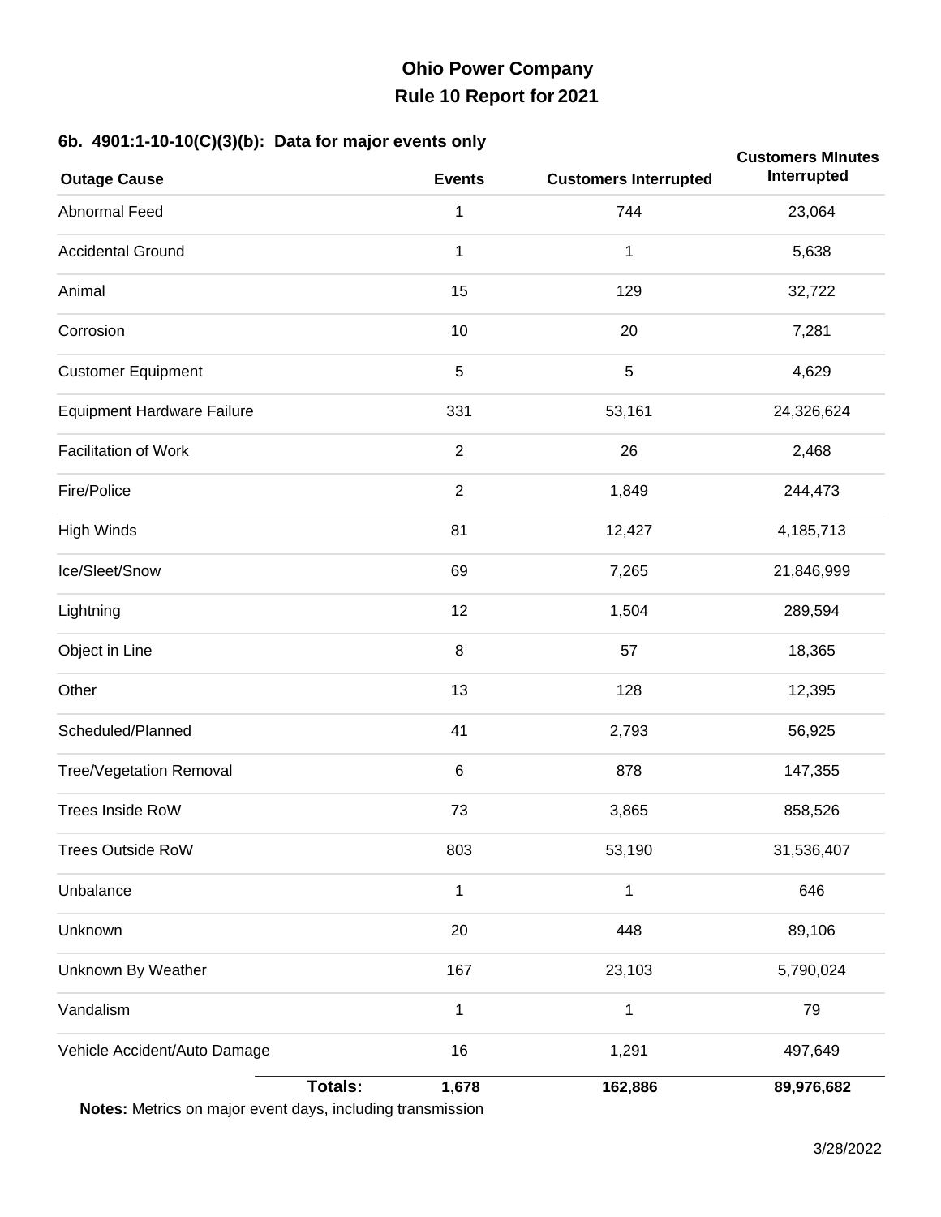# Ohio Power Company
## Rule 10 Report for 2021

### 6b. 4901:1-10-10(C)(3)(b): Data for major events only

| Outage Cause | Events | Customers Interrupted | Customers MInutes Interrupted |
|---|---|---|---|
| Abnormal Feed | 1 | 744 | 23,064 |
| Accidental Ground | 1 | 1 | 5,638 |
| Animal | 15 | 129 | 32,722 |
| Corrosion | 10 | 20 | 7,281 |
| Customer Equipment | 5 | 5 | 4,629 |
| Equipment Hardware Failure | 331 | 53,161 | 24,326,624 |
| Facilitation of Work | 2 | 26 | 2,468 |
| Fire/Police | 2 | 1,849 | 244,473 |
| High Winds | 81 | 12,427 | 4,185,713 |
| Ice/Sleet/Snow | 69 | 7,265 | 21,846,999 |
| Lightning | 12 | 1,504 | 289,594 |
| Object in Line | 8 | 57 | 18,365 |
| Other | 13 | 128 | 12,395 |
| Scheduled/Planned | 41 | 2,793 | 56,925 |
| Tree/Vegetation Removal | 6 | 878 | 147,355 |
| Trees Inside RoW | 73 | 3,865 | 858,526 |
| Trees Outside RoW | 803 | 53,190 | 31,536,407 |
| Unbalance | 1 | 1 | 646 |
| Unknown | 20 | 448 | 89,106 |
| Unknown By Weather | 167 | 23,103 | 5,790,024 |
| Vandalism | 1 | 1 | 79 |
| Vehicle Accident/Auto Damage | 16 | 1,291 | 497,649 |
| **Totals:** | **1,678** | **162,886** | **89,976,682** |

**Notes:** Metrics on major event days, including transmission

3/28/2022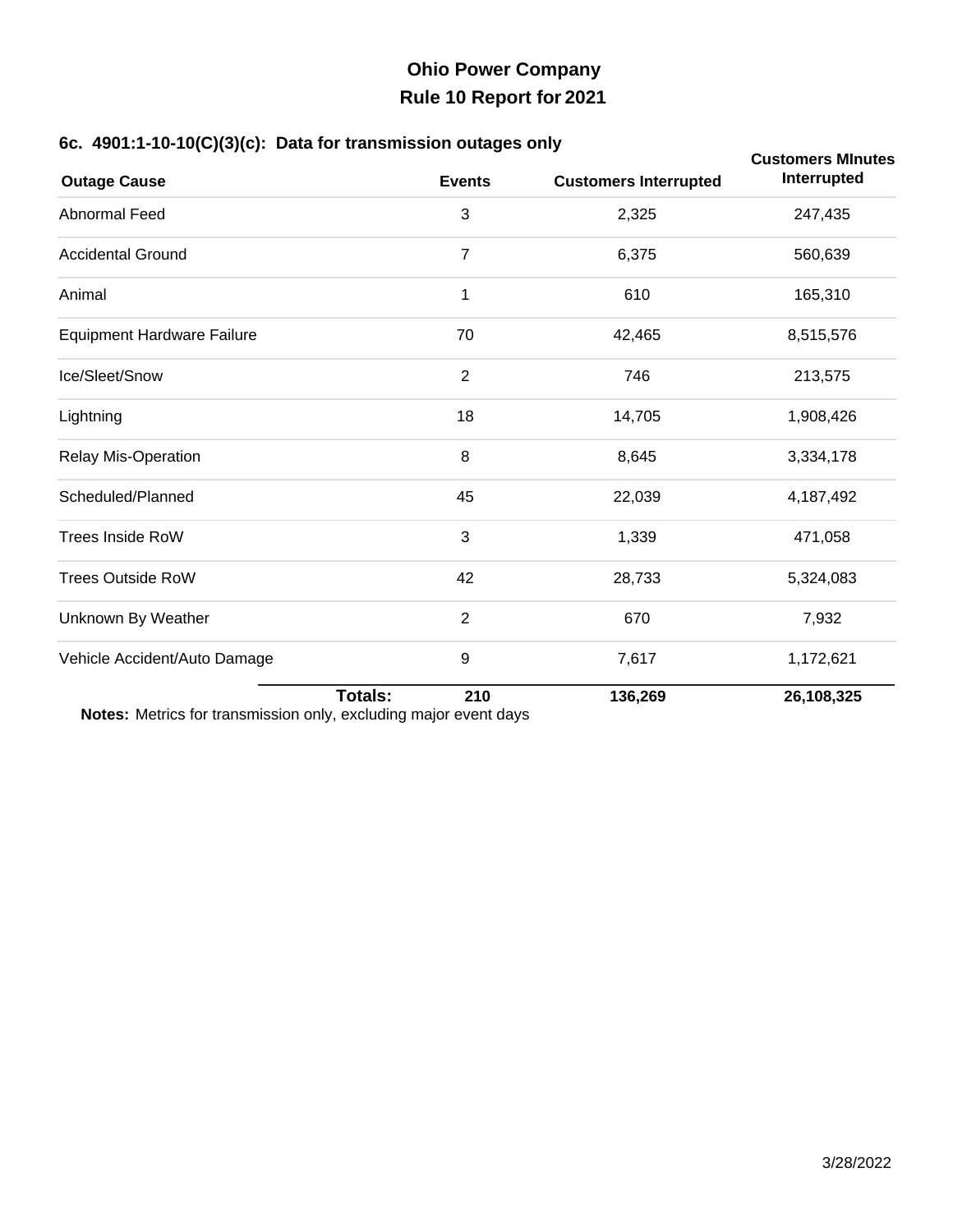# Ohio Power Company

## Rule 10 Report for 2021

### 6c. 4901:1-10-10(C)(3)(c): Data for transmission outages only

| Outage Cause | Events | Customers Interrupted | Customers MInutes Interrupted |
|---|---|---|---|
| Abnormal Feed | 3 | 2,325 | 247,435 |
| Accidental Ground | 7 | 6,375 | 560,639 |
| Animal | 1 | 610 | 165,310 |
| Equipment Hardware Failure | 70 | 42,465 | 8,515,576 |
| Ice/Sleet/Snow | 2 | 746 | 213,575 |
| Lightning | 18 | 14,705 | 1,908,426 |
| Relay Mis-Operation | 8 | 8,645 | 3,334,178 |
| Scheduled/Planned | 45 | 22,039 | 4,187,492 |
| Trees Inside RoW | 3 | 1,339 | 471,058 |
| Trees Outside RoW | 42 | 28,733 | 5,324,083 |
| Unknown By Weather | 2 | 670 | 7,932 |
| Vehicle Accident/Auto Damage | 9 | 7,617 | 1,172,621 |
| **Totals:** | **210** | **136,269** | **26,108,325** |

**Notes:** Metrics for transmission only, excluding major event days

3/28/2022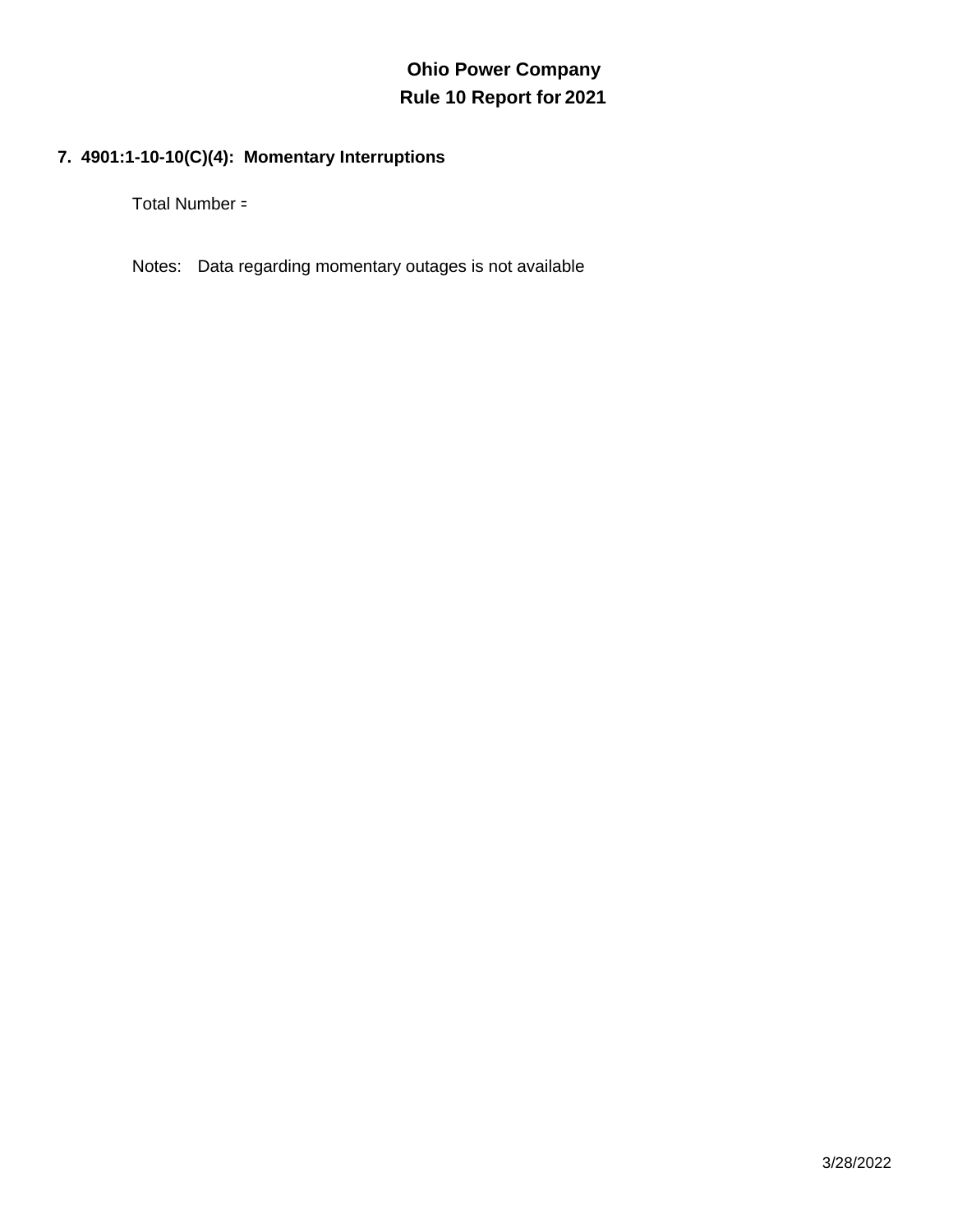# Ohio Power Company
## Rule 10 Report for 2021

### 7. 4901:1-10-10(C)(4): Momentary Interruptions

Total Number =

Notes: Data regarding momentary outages is not available

3/28/2022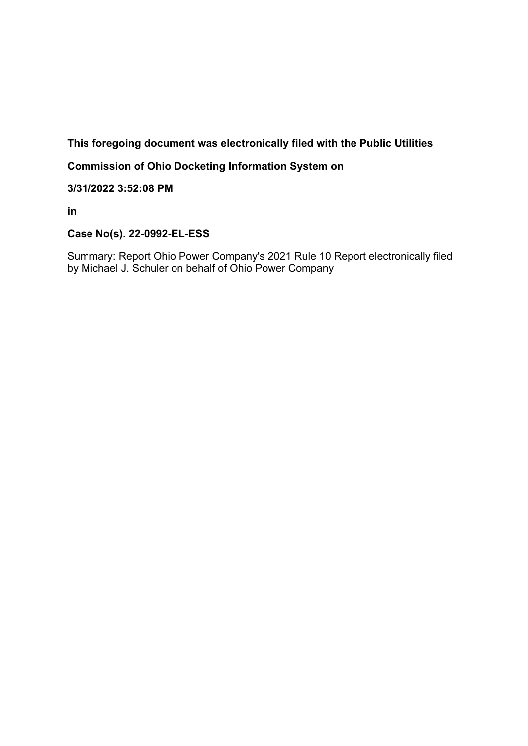**This foregoing document was electronically filed with the Public Utilities**

**Commission of Ohio Docketing Information System on**

**3/31/2022 3:52:08 PM**

**in**

**Case No(s). 22-0992-EL-ESS**

Summary: Report Ohio Power Company's 2021 Rule 10 Report electronically filed by Michael J. Schuler on behalf of Ohio Power Company